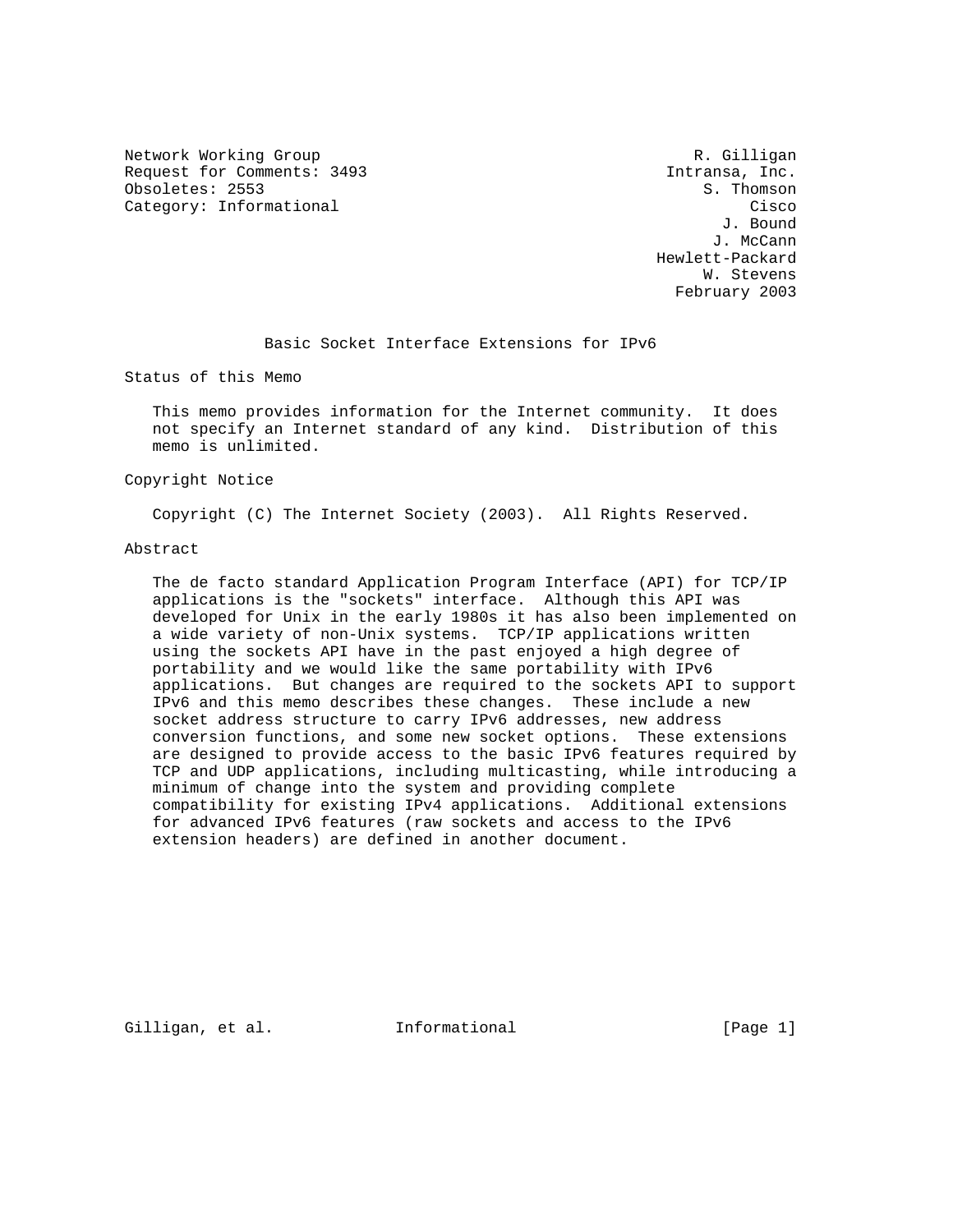Network Working Group                                        R. Gilligan
Request for Comments: 3493                                Intransa, Inc.
Obsoletes: 2553                                               S. Thomson
Category: Informational                                            Cisco
                                                                J. Bound
                                                               J. McCann
                                                         Hewlett-Packard
                                                              W. Stevens
                                                           February 2003

# Basic Socket Interface Extensions for IPv6

## Status of this Memo

This memo provides information for the Internet community. It does not specify an Internet standard of any kind. Distribution of this memo is unlimited.

## Copyright Notice

Copyright (C) The Internet Society (2003). All Rights Reserved.

## Abstract

The de facto standard Application Program Interface (API) for TCP/IP applications is the "sockets" interface. Although this API was developed for Unix in the early 1980s it has also been implemented on a wide variety of non-Unix systems. TCP/IP applications written using the sockets API have in the past enjoyed a high degree of portability and we would like the same portability with IPv6 applications. But changes are required to the sockets API to support IPv6 and this memo describes these changes. These include a new socket address structure to carry IPv6 addresses, new address conversion functions, and some new socket options. These extensions are designed to provide access to the basic IPv6 features required by TCP and UDP applications, including multicasting, while introducing a minimum of change into the system and providing complete compatibility for existing IPv4 applications. Additional extensions for advanced IPv6 features (raw sockets and access to the IPv6 extension headers) are defined in another document.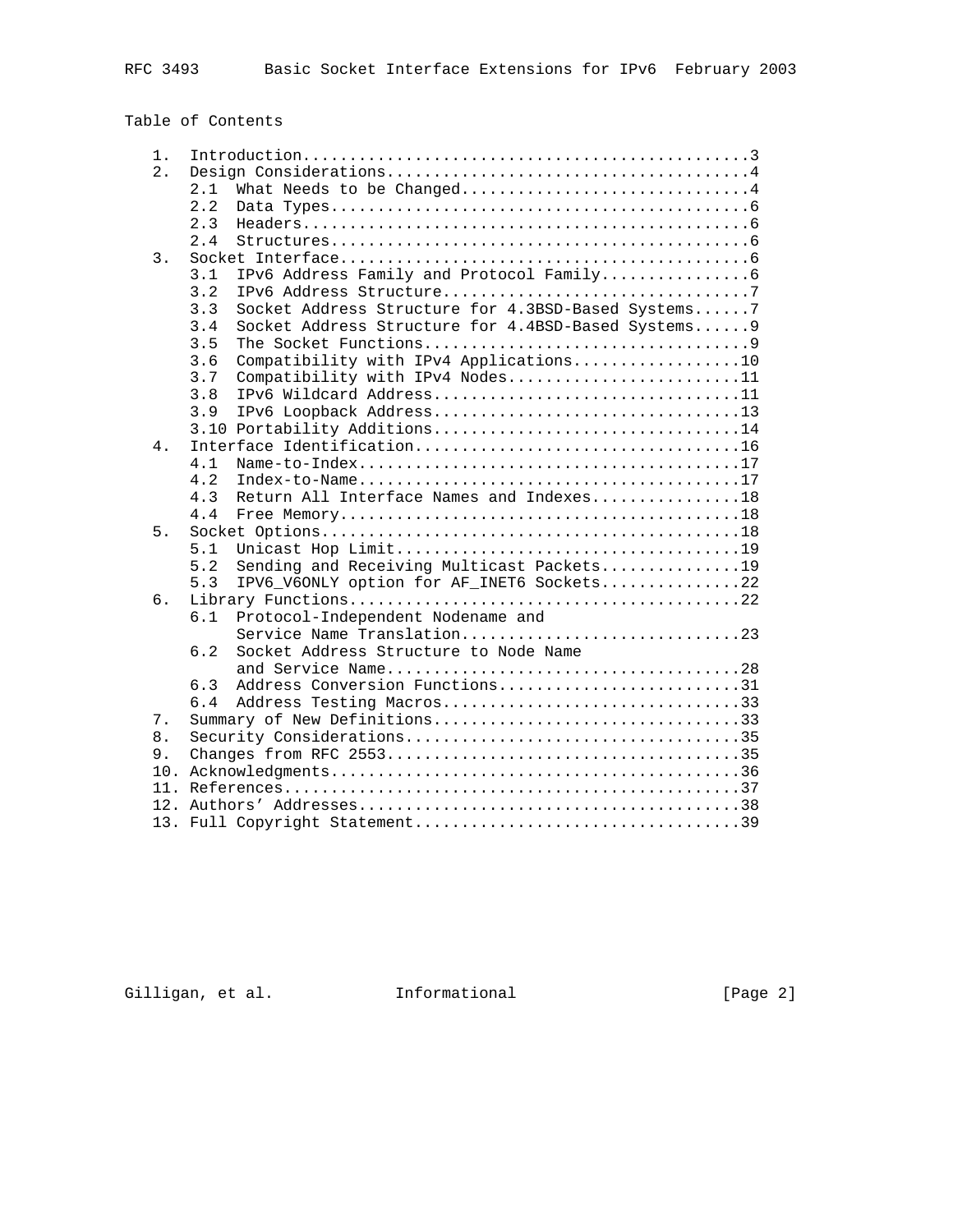Table of Contents

```
   1.  Introduction................................................3
   2.  Design Considerations.......................................4
       2.1  What Needs to be Changed...............................4
       2.2  Data Types.............................................6
       2.3  Headers................................................6
       2.4  Structures.............................................6
   3.  Socket Interface............................................6
       3.1  IPv6 Address Family and Protocol Family................6
       3.2  IPv6 Address Structure.................................7
       3.3  Socket Address Structure for 4.3BSD-Based Systems......7
       3.4  Socket Address Structure for 4.4BSD-Based Systems......9
       3.5  The Socket Functions...................................9
       3.6  Compatibility with IPv4 Applications..................10
       3.7  Compatibility with IPv4 Nodes.........................11
       3.8  IPv6 Wildcard Address.................................11
       3.9  IPv6 Loopback Address.................................13
       3.10 Portability Additions.................................14
   4.  Interface Identification...................................16
       4.1  Name-to-Index.........................................17
       4.2  Index-to-Name.........................................17
       4.3  Return All Interface Names and Indexes................18
       4.4  Free Memory...........................................18
   5.  Socket Options.............................................18
       5.1  Unicast Hop Limit.....................................19
       5.2  Sending and Receiving Multicast Packets...............19
       5.3  IPV6_V6ONLY option for AF_INET6 Sockets...............22
   6.  Library Functions..........................................22
       6.1  Protocol-Independent Nodename and
            Service Name Translation..............................23
       6.2  Socket Address Structure to Node Name
            and Service Name......................................28
       6.3  Address Conversion Functions..........................31
       6.4  Address Testing Macros................................33
   7.  Summary of New Definitions.................................33
   8.  Security Considerations....................................35
   9.  Changes from RFC 2553......................................35
   10. Acknowledgments............................................36
   11. References.................................................37
   12. Authors' Addresses.........................................38
   13. Full Copyright Statement...................................39
```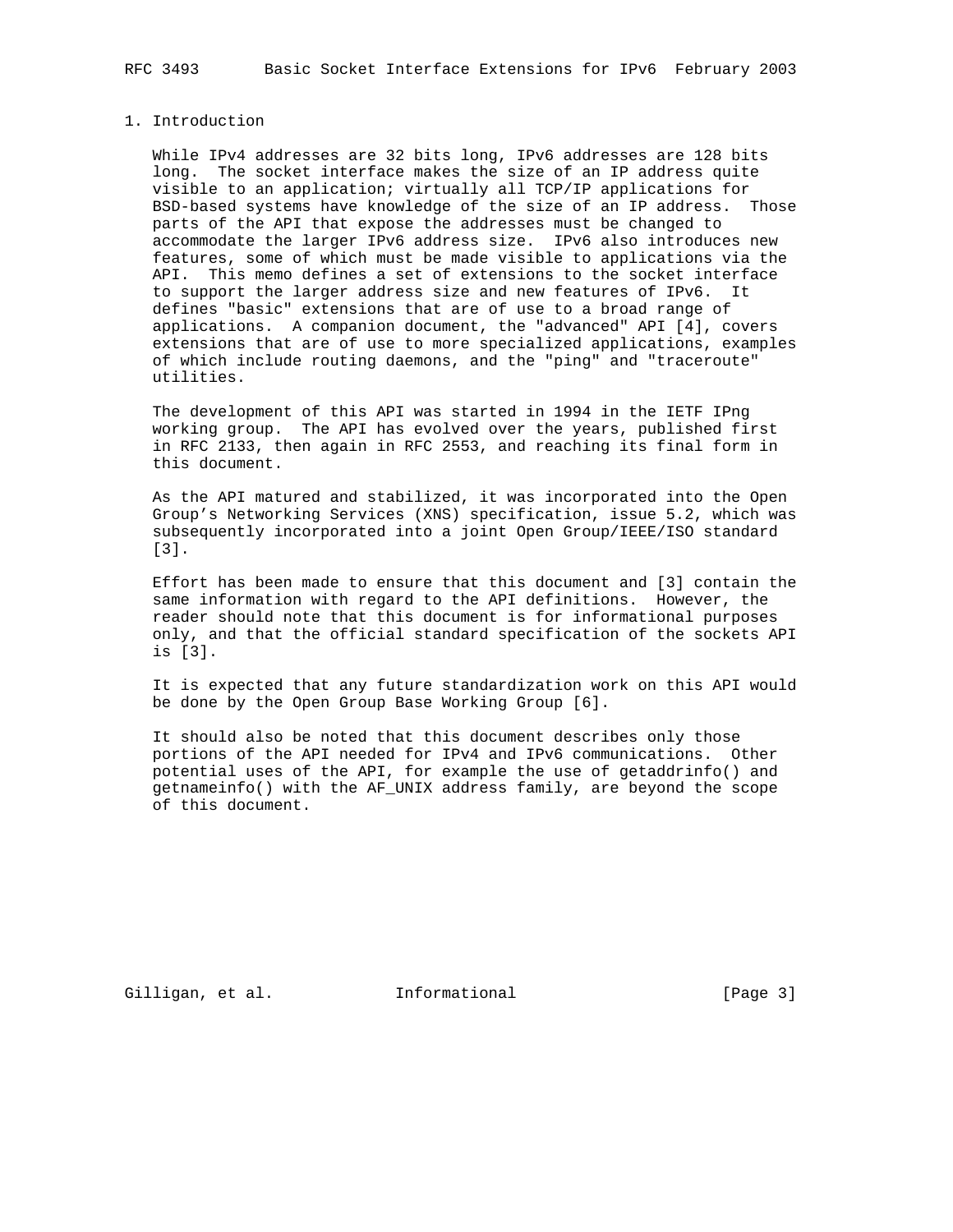# 1. Introduction

While IPv4 addresses are 32 bits long, IPv6 addresses are 128 bits long. The socket interface makes the size of an IP address quite visible to an application; virtually all TCP/IP applications for BSD-based systems have knowledge of the size of an IP address. Those parts of the API that expose the addresses must be changed to accommodate the larger IPv6 address size. IPv6 also introduces new features, some of which must be made visible to applications via the API. This memo defines a set of extensions to the socket interface to support the larger address size and new features of IPv6. It defines "basic" extensions that are of use to a broad range of applications. A companion document, the "advanced" API [4], covers extensions that are of use to more specialized applications, examples of which include routing daemons, and the "ping" and "traceroute" utilities.

The development of this API was started in 1994 in the IETF IPng working group. The API has evolved over the years, published first in RFC 2133, then again in RFC 2553, and reaching its final form in this document.

As the API matured and stabilized, it was incorporated into the Open Group's Networking Services (XNS) specification, issue 5.2, which was subsequently incorporated into a joint Open Group/IEEE/ISO standard [3].

Effort has been made to ensure that this document and [3] contain the same information with regard to the API definitions. However, the reader should note that this document is for informational purposes only, and that the official standard specification of the sockets API is [3].

It is expected that any future standardization work on this API would be done by the Open Group Base Working Group [6].

It should also be noted that this document describes only those portions of the API needed for IPv4 and IPv6 communications. Other potential uses of the API, for example the use of getaddrinfo() and getnameinfo() with the AF_UNIX address family, are beyond the scope of this document.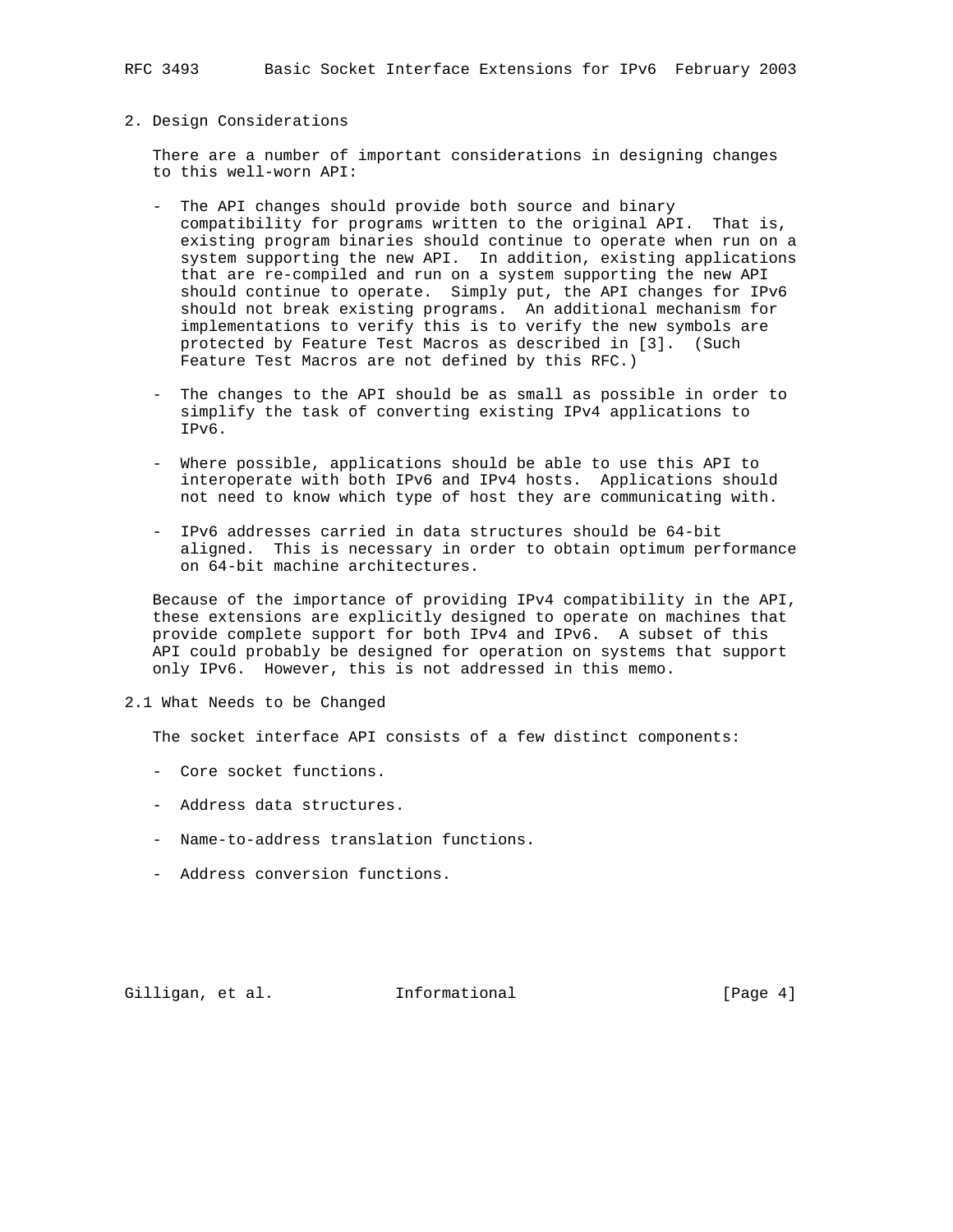## 2. Design Considerations

There are a number of important considerations in designing changes to this well-worn API:

- The API changes should provide both source and binary compatibility for programs written to the original API. That is, existing program binaries should continue to operate when run on a system supporting the new API. In addition, existing applications that are re-compiled and run on a system supporting the new API should continue to operate. Simply put, the API changes for IPv6 should not break existing programs. An additional mechanism for implementations to verify this is to verify the new symbols are protected by Feature Test Macros as described in [3]. (Such Feature Test Macros are not defined by this RFC.)

- The changes to the API should be as small as possible in order to simplify the task of converting existing IPv4 applications to IPv6.

- Where possible, applications should be able to use this API to interoperate with both IPv6 and IPv4 hosts. Applications should not need to know which type of host they are communicating with.

- IPv6 addresses carried in data structures should be 64-bit aligned. This is necessary in order to obtain optimum performance on 64-bit machine architectures.

Because of the importance of providing IPv4 compatibility in the API, these extensions are explicitly designed to operate on machines that provide complete support for both IPv4 and IPv6. A subset of this API could probably be designed for operation on systems that support only IPv6. However, this is not addressed in this memo.

### 2.1 What Needs to be Changed

The socket interface API consists of a few distinct components:

- Core socket functions.

- Address data structures.

- Name-to-address translation functions.

- Address conversion functions.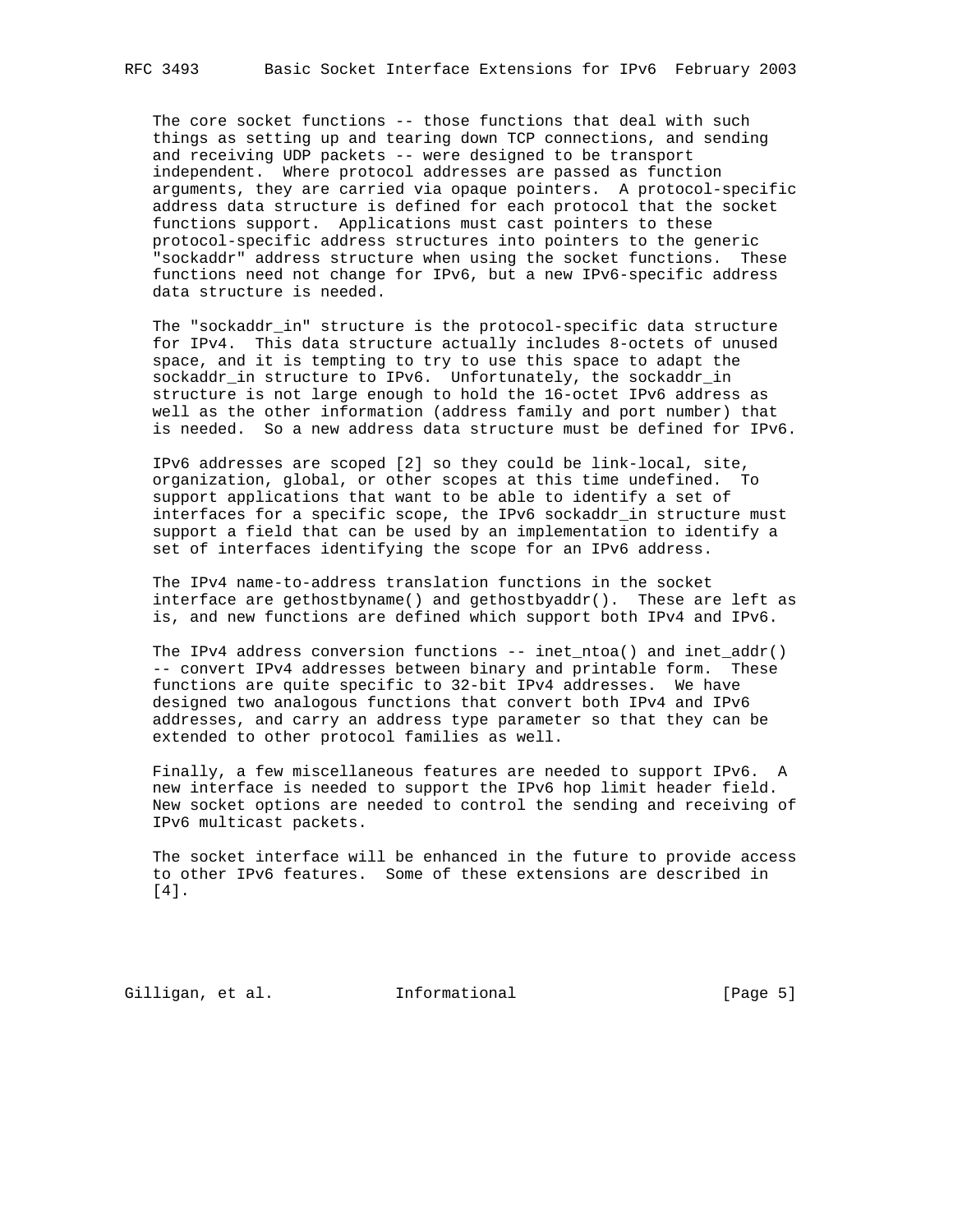The core socket functions -- those functions that deal with such things as setting up and tearing down TCP connections, and sending and receiving UDP packets -- were designed to be transport independent. Where protocol addresses are passed as function arguments, they are carried via opaque pointers. A protocol-specific address data structure is defined for each protocol that the socket functions support. Applications must cast pointers to these protocol-specific address structures into pointers to the generic "sockaddr" address structure when using the socket functions. These functions need not change for IPv6, but a new IPv6-specific address data structure is needed.

The "sockaddr_in" structure is the protocol-specific data structure for IPv4. This data structure actually includes 8-octets of unused space, and it is tempting to try to use this space to adapt the sockaddr_in structure to IPv6. Unfortunately, the sockaddr_in structure is not large enough to hold the 16-octet IPv6 address as well as the other information (address family and port number) that is needed. So a new address data structure must be defined for IPv6.

IPv6 addresses are scoped [2] so they could be link-local, site, organization, global, or other scopes at this time undefined. To support applications that want to be able to identify a set of interfaces for a specific scope, the IPv6 sockaddr_in structure must support a field that can be used by an implementation to identify a set of interfaces identifying the scope for an IPv6 address.

The IPv4 name-to-address translation functions in the socket interface are gethostbyname() and gethostbyaddr(). These are left as is, and new functions are defined which support both IPv4 and IPv6.

The IPv4 address conversion functions -- inet_ntoa() and inet_addr() -- convert IPv4 addresses between binary and printable form. These functions are quite specific to 32-bit IPv4 addresses. We have designed two analogous functions that convert both IPv4 and IPv6 addresses, and carry an address type parameter so that they can be extended to other protocol families as well.

Finally, a few miscellaneous features are needed to support IPv6. A new interface is needed to support the IPv6 hop limit header field. New socket options are needed to control the sending and receiving of IPv6 multicast packets.

The socket interface will be enhanced in the future to provide access to other IPv6 features. Some of these extensions are described in [4].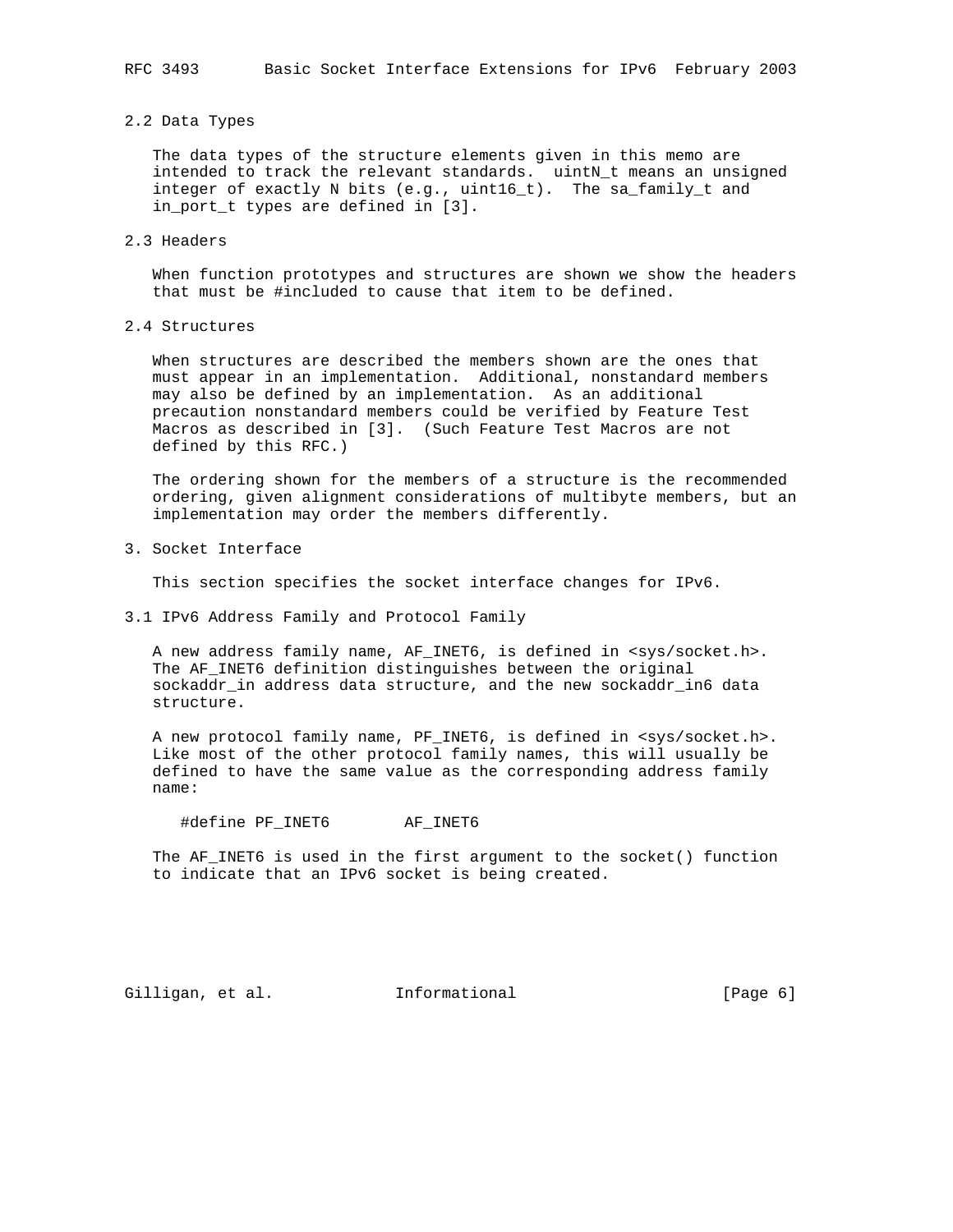## 2.2 Data Types

The data types of the structure elements given in this memo are intended to track the relevant standards. uintN_t means an unsigned integer of exactly N bits (e.g., uint16_t). The sa_family_t and in_port_t types are defined in [3].

## 2.3 Headers

When function prototypes and structures are shown we show the headers that must be #included to cause that item to be defined.

## 2.4 Structures

When structures are described the members shown are the ones that must appear in an implementation. Additional, nonstandard members may also be defined by an implementation. As an additional precaution nonstandard members could be verified by Feature Test Macros as described in [3]. (Such Feature Test Macros are not defined by this RFC.)

The ordering shown for the members of a structure is the recommended ordering, given alignment considerations of multibyte members, but an implementation may order the members differently.

# 3. Socket Interface

This section specifies the socket interface changes for IPv6.

## 3.1 IPv6 Address Family and Protocol Family

A new address family name, AF_INET6, is defined in <sys/socket.h>. The AF_INET6 definition distinguishes between the original sockaddr_in address data structure, and the new sockaddr_in6 data structure.

A new protocol family name, PF_INET6, is defined in <sys/socket.h>. Like most of the other protocol family names, this will usually be defined to have the same value as the corresponding address family name:

```
#define PF_INET6        AF_INET6
```

The AF_INET6 is used in the first argument to the socket() function to indicate that an IPv6 socket is being created.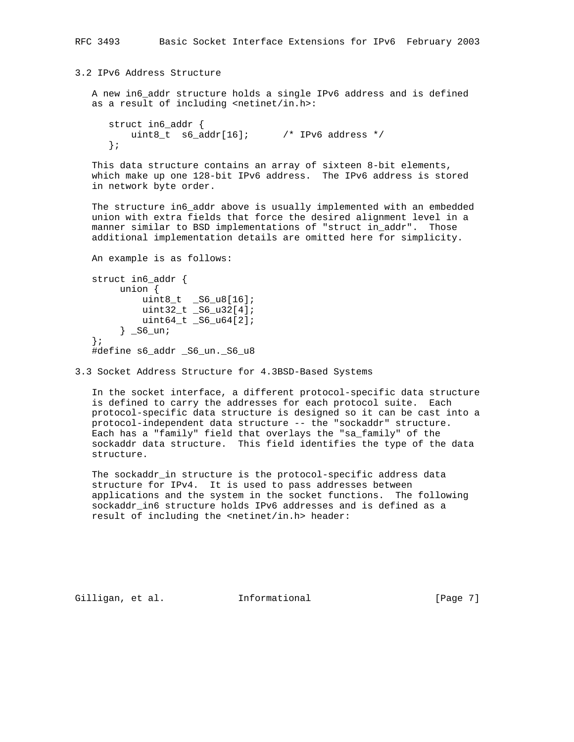### 3.2 IPv6 Address Structure

A new in6_addr structure holds a single IPv6 address and is defined as a result of including <netinet/in.h>:

```
struct in6_addr {
    uint8_t  s6_addr[16];      /* IPv6 address */
};
```

This data structure contains an array of sixteen 8-bit elements, which make up one 128-bit IPv6 address. The IPv6 address is stored in network byte order.

The structure in6_addr above is usually implemented with an embedded union with extra fields that force the desired alignment level in a manner similar to BSD implementations of "struct in_addr". Those additional implementation details are omitted here for simplicity.

An example is as follows:

```
struct in6_addr {
     union {
         uint8_t  _S6_u8[16];
         uint32_t _S6_u32[4];
         uint64_t _S6_u64[2];
     } _S6_un;
};
#define s6_addr _S6_un._S6_u8
```

### 3.3 Socket Address Structure for 4.3BSD-Based Systems

In the socket interface, a different protocol-specific data structure is defined to carry the addresses for each protocol suite. Each protocol-specific data structure is designed so it can be cast into a protocol-independent data structure -- the "sockaddr" structure. Each has a "family" field that overlays the "sa_family" of the sockaddr data structure. This field identifies the type of the data structure.

The sockaddr_in structure is the protocol-specific address data structure for IPv4. It is used to pass addresses between applications and the system in the socket functions. The following sockaddr_in6 structure holds IPv6 addresses and is defined as a result of including the <netinet/in.h> header: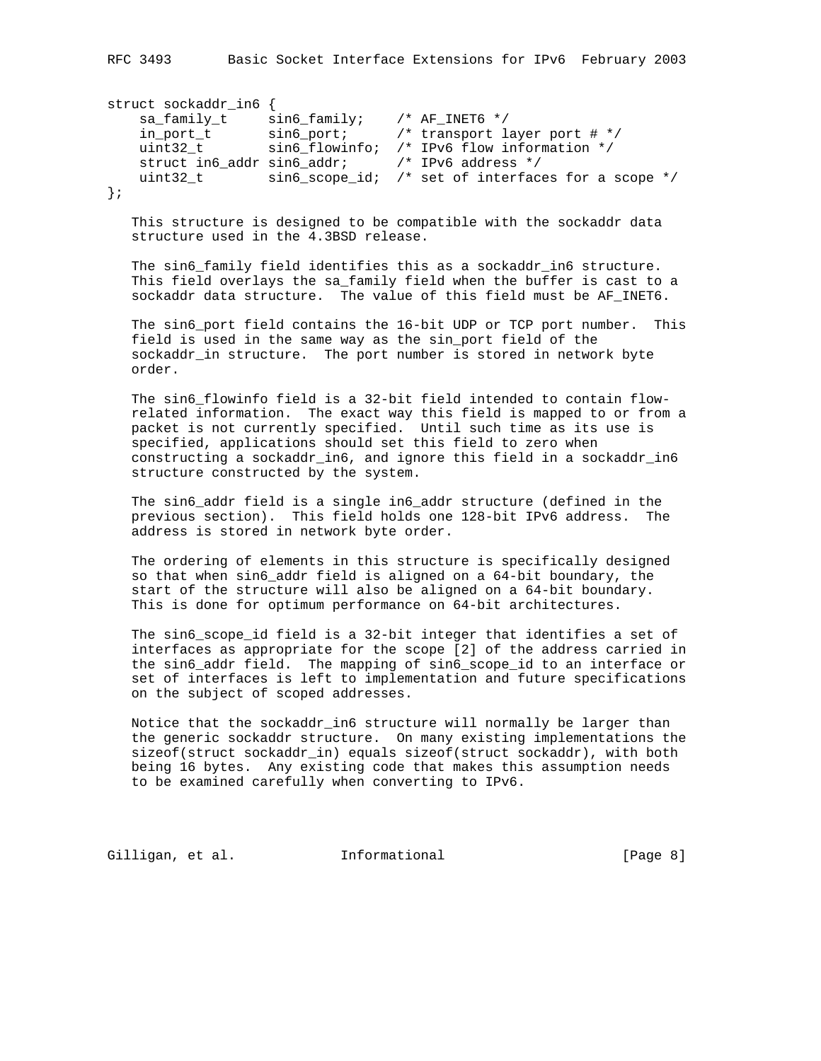```
struct sockaddr_in6 {
    sa_family_t     sin6_family;    /* AF_INET6 */
    in_port_t       sin6_port;      /* transport layer port # */
    uint32_t        sin6_flowinfo;  /* IPv6 flow information */
    struct in6_addr sin6_addr;      /* IPv6 address */
    uint32_t        sin6_scope_id;  /* set of interfaces for a scope */
};
```

This structure is designed to be compatible with the sockaddr data structure used in the 4.3BSD release.

The sin6_family field identifies this as a sockaddr_in6 structure. This field overlays the sa_family field when the buffer is cast to a sockaddr data structure. The value of this field must be AF_INET6.

The sin6_port field contains the 16-bit UDP or TCP port number. This field is used in the same way as the sin_port field of the sockaddr_in structure. The port number is stored in network byte order.

The sin6_flowinfo field is a 32-bit field intended to contain flow-related information. The exact way this field is mapped to or from a packet is not currently specified. Until such time as its use is specified, applications should set this field to zero when constructing a sockaddr_in6, and ignore this field in a sockaddr_in6 structure constructed by the system.

The sin6_addr field is a single in6_addr structure (defined in the previous section). This field holds one 128-bit IPv6 address. The address is stored in network byte order.

The ordering of elements in this structure is specifically designed so that when sin6_addr field is aligned on a 64-bit boundary, the start of the structure will also be aligned on a 64-bit boundary. This is done for optimum performance on 64-bit architectures.

The sin6_scope_id field is a 32-bit integer that identifies a set of interfaces as appropriate for the scope [2] of the address carried in the sin6_addr field. The mapping of sin6_scope_id to an interface or set of interfaces is left to implementation and future specifications on the subject of scoped addresses.

Notice that the sockaddr_in6 structure will normally be larger than the generic sockaddr structure. On many existing implementations the sizeof(struct sockaddr_in) equals sizeof(struct sockaddr), with both being 16 bytes. Any existing code that makes this assumption needs to be examined carefully when converting to IPv6.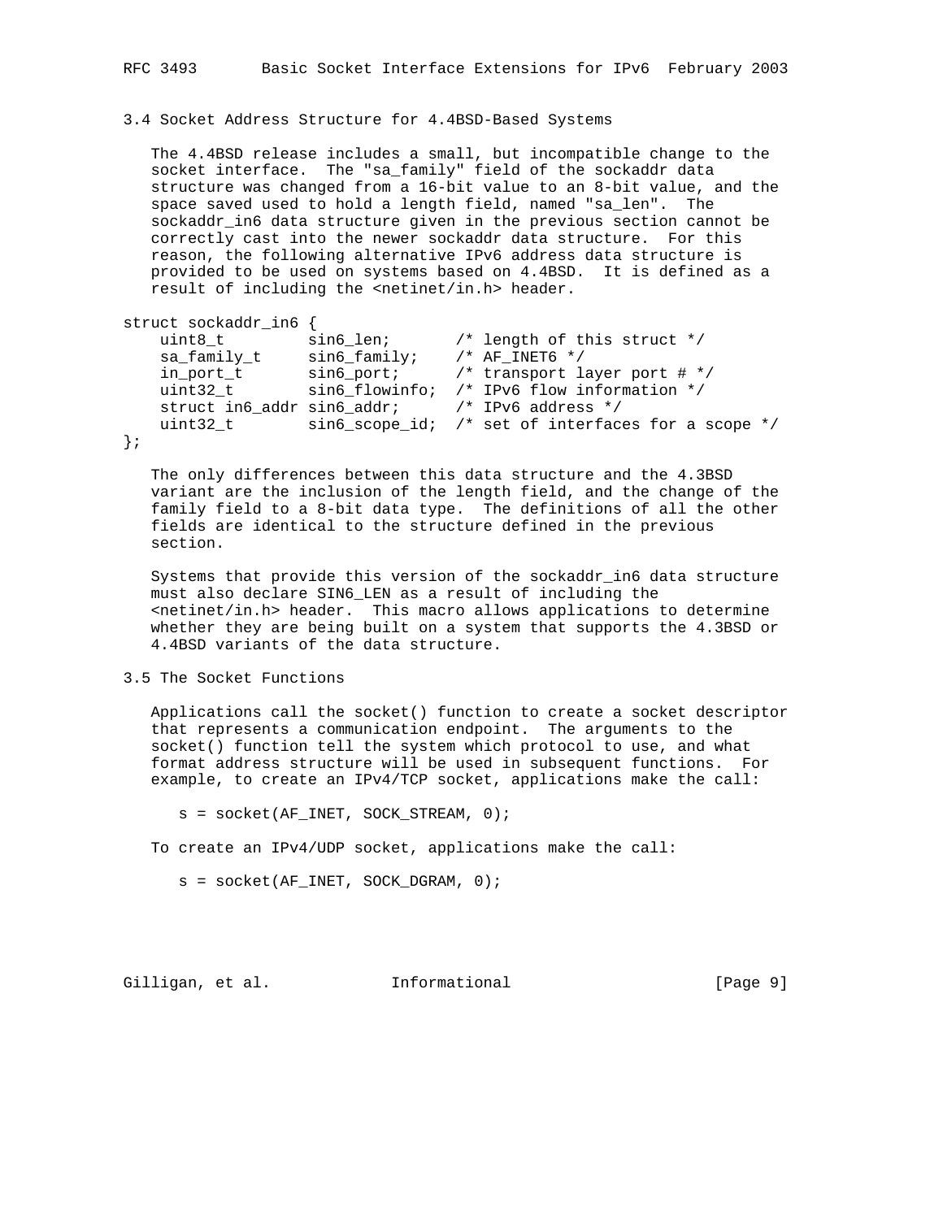### 3.4 Socket Address Structure for 4.4BSD-Based Systems

The 4.4BSD release includes a small, but incompatible change to the socket interface. The "sa_family" field of the sockaddr data structure was changed from a 16-bit value to an 8-bit value, and the space saved used to hold a length field, named "sa_len". The sockaddr_in6 data structure given in the previous section cannot be correctly cast into the newer sockaddr data structure. For this reason, the following alternative IPv6 address data structure is provided to be used on systems based on 4.4BSD. It is defined as a result of including the <netinet/in.h> header.

```
struct sockaddr_in6 {
    uint8_t         sin6_len;       /* length of this struct */
    sa_family_t     sin6_family;    /* AF_INET6 */
    in_port_t       sin6_port;      /* transport layer port # */
    uint32_t        sin6_flowinfo;  /* IPv6 flow information */
    struct in6_addr sin6_addr;      /* IPv6 address */
    uint32_t        sin6_scope_id;  /* set of interfaces for a scope */
};
```

The only differences between this data structure and the 4.3BSD variant are the inclusion of the length field, and the change of the family field to a 8-bit data type. The definitions of all the other fields are identical to the structure defined in the previous section.

Systems that provide this version of the sockaddr_in6 data structure must also declare SIN6_LEN as a result of including the <netinet/in.h> header. This macro allows applications to determine whether they are being built on a system that supports the 4.3BSD or 4.4BSD variants of the data structure.

### 3.5 The Socket Functions

Applications call the socket() function to create a socket descriptor that represents a communication endpoint. The arguments to the socket() function tell the system which protocol to use, and what format address structure will be used in subsequent functions. For example, to create an IPv4/TCP socket, applications make the call:

```
s = socket(AF_INET, SOCK_STREAM, 0);
```

To create an IPv4/UDP socket, applications make the call:

```
s = socket(AF_INET, SOCK_DGRAM, 0);
```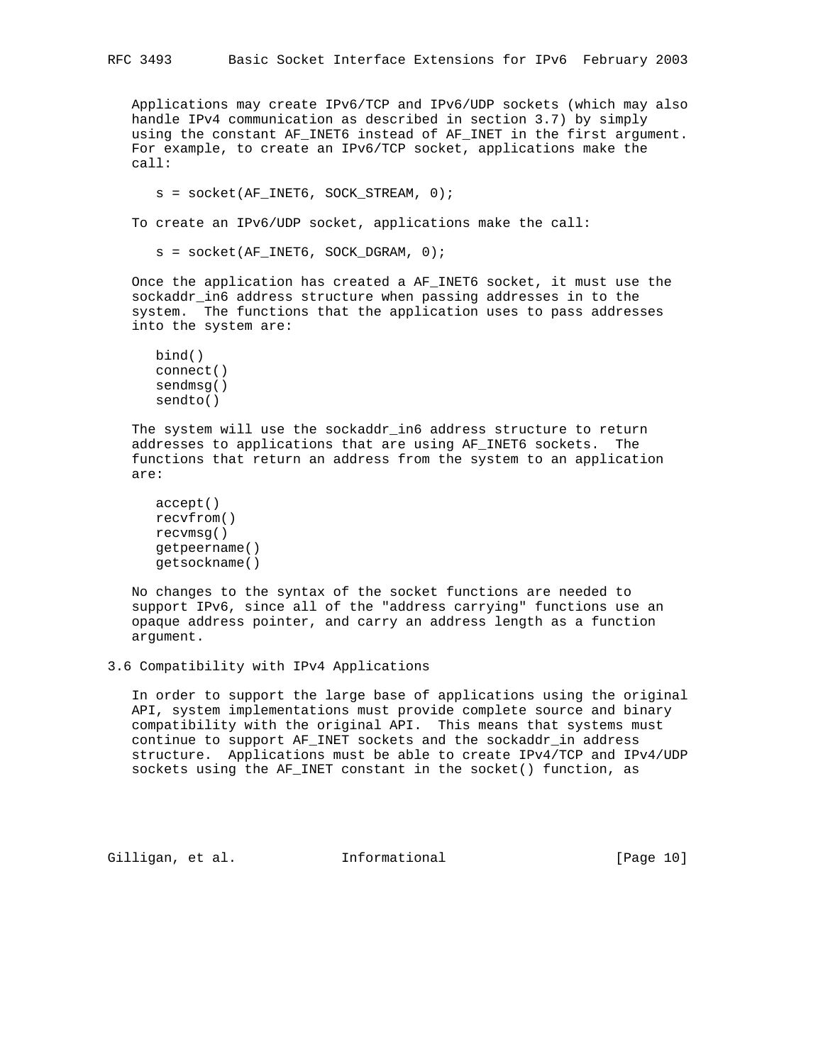Applications may create IPv6/TCP and IPv6/UDP sockets (which may also handle IPv4 communication as described in section 3.7) by simply using the constant AF_INET6 instead of AF_INET in the first argument. For example, to create an IPv6/TCP socket, applications make the call:

```
s = socket(AF_INET6, SOCK_STREAM, 0);
```

To create an IPv6/UDP socket, applications make the call:

```
s = socket(AF_INET6, SOCK_DGRAM, 0);
```

Once the application has created a AF_INET6 socket, it must use the sockaddr_in6 address structure when passing addresses in to the system. The functions that the application uses to pass addresses into the system are:

```
bind()
connect()
sendmsg()
sendto()
```

The system will use the sockaddr_in6 address structure to return addresses to applications that are using AF_INET6 sockets. The functions that return an address from the system to an application are:

```
accept()
recvfrom()
recvmsg()
getpeername()
getsockname()
```

No changes to the syntax of the socket functions are needed to support IPv6, since all of the "address carrying" functions use an opaque address pointer, and carry an address length as a function argument.

## 3.6 Compatibility with IPv4 Applications

In order to support the large base of applications using the original API, system implementations must provide complete source and binary compatibility with the original API. This means that systems must continue to support AF_INET sockets and the sockaddr_in address structure. Applications must be able to create IPv4/TCP and IPv4/UDP sockets using the AF_INET constant in the socket() function, as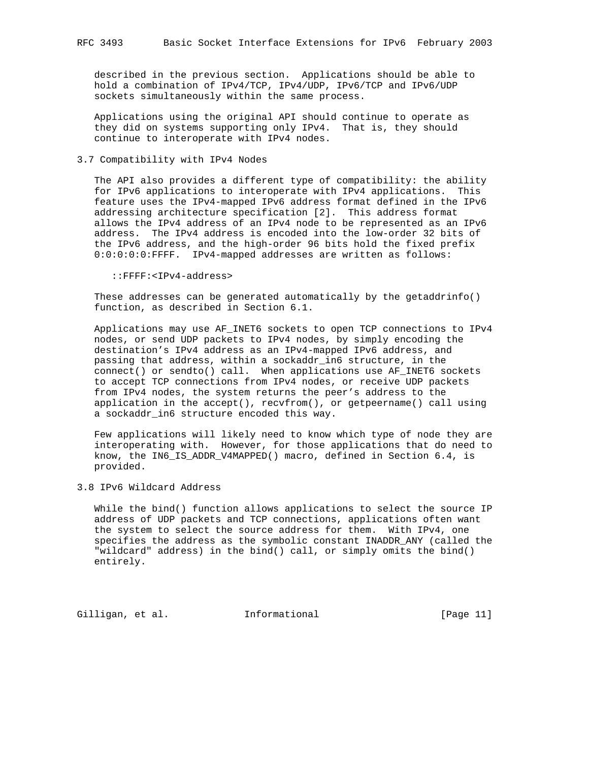described in the previous section. Applications should be able to hold a combination of IPv4/TCP, IPv4/UDP, IPv6/TCP and IPv6/UDP sockets simultaneously within the same process.

Applications using the original API should continue to operate as they did on systems supporting only IPv4. That is, they should continue to interoperate with IPv4 nodes.

## 3.7 Compatibility with IPv4 Nodes

The API also provides a different type of compatibility: the ability for IPv6 applications to interoperate with IPv4 applications. This feature uses the IPv4-mapped IPv6 address format defined in the IPv6 addressing architecture specification [2]. This address format allows the IPv4 address of an IPv4 node to be represented as an IPv6 address. The IPv4 address is encoded into the low-order 32 bits of the IPv6 address, and the high-order 96 bits hold the fixed prefix 0:0:0:0:0:FFFF. IPv4-mapped addresses are written as follows:

```
::FFFF:<IPv4-address>
```

These addresses can be generated automatically by the getaddrinfo() function, as described in Section 6.1.

Applications may use AF_INET6 sockets to open TCP connections to IPv4 nodes, or send UDP packets to IPv4 nodes, by simply encoding the destination's IPv4 address as an IPv4-mapped IPv6 address, and passing that address, within a sockaddr_in6 structure, in the connect() or sendto() call. When applications use AF_INET6 sockets to accept TCP connections from IPv4 nodes, or receive UDP packets from IPv4 nodes, the system returns the peer's address to the application in the accept(), recvfrom(), or getpeername() call using a sockaddr_in6 structure encoded this way.

Few applications will likely need to know which type of node they are interoperating with. However, for those applications that do need to know, the IN6_IS_ADDR_V4MAPPED() macro, defined in Section 6.4, is provided.

## 3.8 IPv6 Wildcard Address

While the bind() function allows applications to select the source IP address of UDP packets and TCP connections, applications often want the system to select the source address for them. With IPv4, one specifies the address as the symbolic constant INADDR_ANY (called the "wildcard" address) in the bind() call, or simply omits the bind() entirely.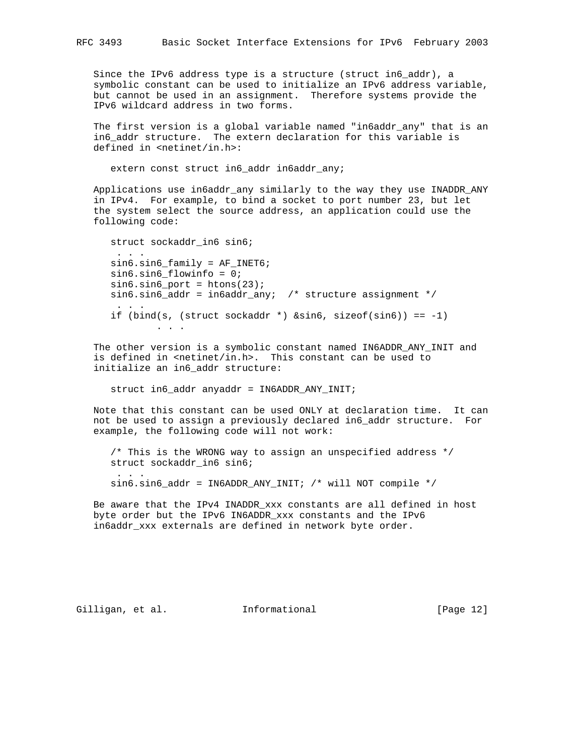Since the IPv6 address type is a structure (struct in6_addr), a symbolic constant can be used to initialize an IPv6 address variable, but cannot be used in an assignment. Therefore systems provide the IPv6 wildcard address in two forms.

The first version is a global variable named "in6addr_any" that is an in6_addr structure. The extern declaration for this variable is defined in <netinet/in.h>:

```
extern const struct in6_addr in6addr_any;
```

Applications use in6addr_any similarly to the way they use INADDR_ANY in IPv4. For example, to bind a socket to port number 23, but let the system select the source address, an application could use the following code:

```
struct sockaddr_in6 sin6;
 . . .
sin6.sin6_family = AF_INET6;
sin6.sin6_flowinfo = 0;
sin6.sin6_port = htons(23);
sin6.sin6_addr = in6addr_any;  /* structure assignment */
 . . .
if (bind(s, (struct sockaddr *) &sin6, sizeof(sin6)) == -1)
        . . .
```

The other version is a symbolic constant named IN6ADDR_ANY_INIT and is defined in <netinet/in.h>. This constant can be used to initialize an in6_addr structure:

```
struct in6_addr anyaddr = IN6ADDR_ANY_INIT;
```

Note that this constant can be used ONLY at declaration time. It can not be used to assign a previously declared in6_addr structure. For example, the following code will not work:

```
/* This is the WRONG way to assign an unspecified address */
struct sockaddr_in6 sin6;
 . . .
sin6.sin6_addr = IN6ADDR_ANY_INIT; /* will NOT compile */
```

Be aware that the IPv4 INADDR_xxx constants are all defined in host byte order but the IPv6 IN6ADDR_xxx constants and the IPv6 in6addr_xxx externals are defined in network byte order.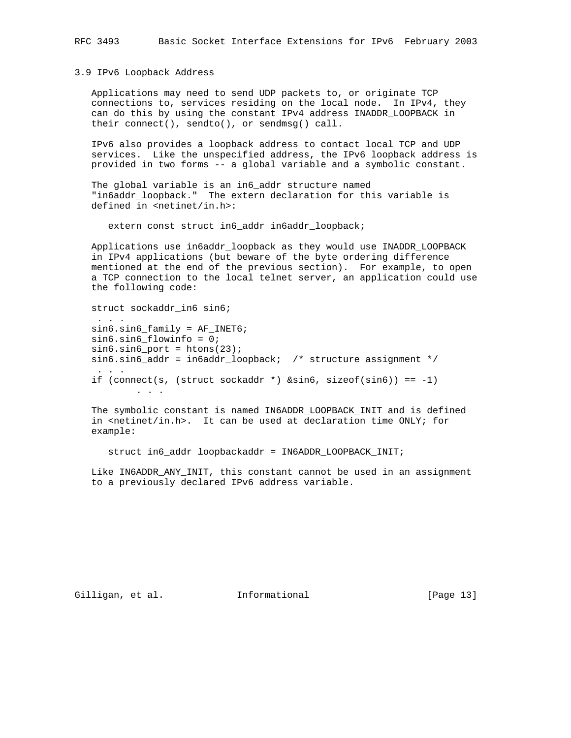### 3.9 IPv6 Loopback Address

Applications may need to send UDP packets to, or originate TCP connections to, services residing on the local node. In IPv4, they can do this by using the constant IPv4 address INADDR_LOOPBACK in their connect(), sendto(), or sendmsg() call.

IPv6 also provides a loopback address to contact local TCP and UDP services. Like the unspecified address, the IPv6 loopback address is provided in two forms -- a global variable and a symbolic constant.

The global variable is an in6_addr structure named "in6addr_loopback." The extern declaration for this variable is defined in <netinet/in.h>:

```
extern const struct in6_addr in6addr_loopback;
```

Applications use in6addr_loopback as they would use INADDR_LOOPBACK in IPv4 applications (but beware of the byte ordering difference mentioned at the end of the previous section). For example, to open a TCP connection to the local telnet server, an application could use the following code:

```
struct sockaddr_in6 sin6;
 . . .
sin6.sin6_family = AF_INET6;
sin6.sin6_flowinfo = 0;
sin6.sin6_port = htons(23);
sin6.sin6_addr = in6addr_loopback;  /* structure assignment */
 . . .
if (connect(s, (struct sockaddr *) &sin6, sizeof(sin6)) == -1)
        . . .
```

The symbolic constant is named IN6ADDR_LOOPBACK_INIT and is defined in <netinet/in.h>. It can be used at declaration time ONLY; for example:

```
struct in6_addr loopbackaddr = IN6ADDR_LOOPBACK_INIT;
```

Like IN6ADDR_ANY_INIT, this constant cannot be used in an assignment to a previously declared IPv6 address variable.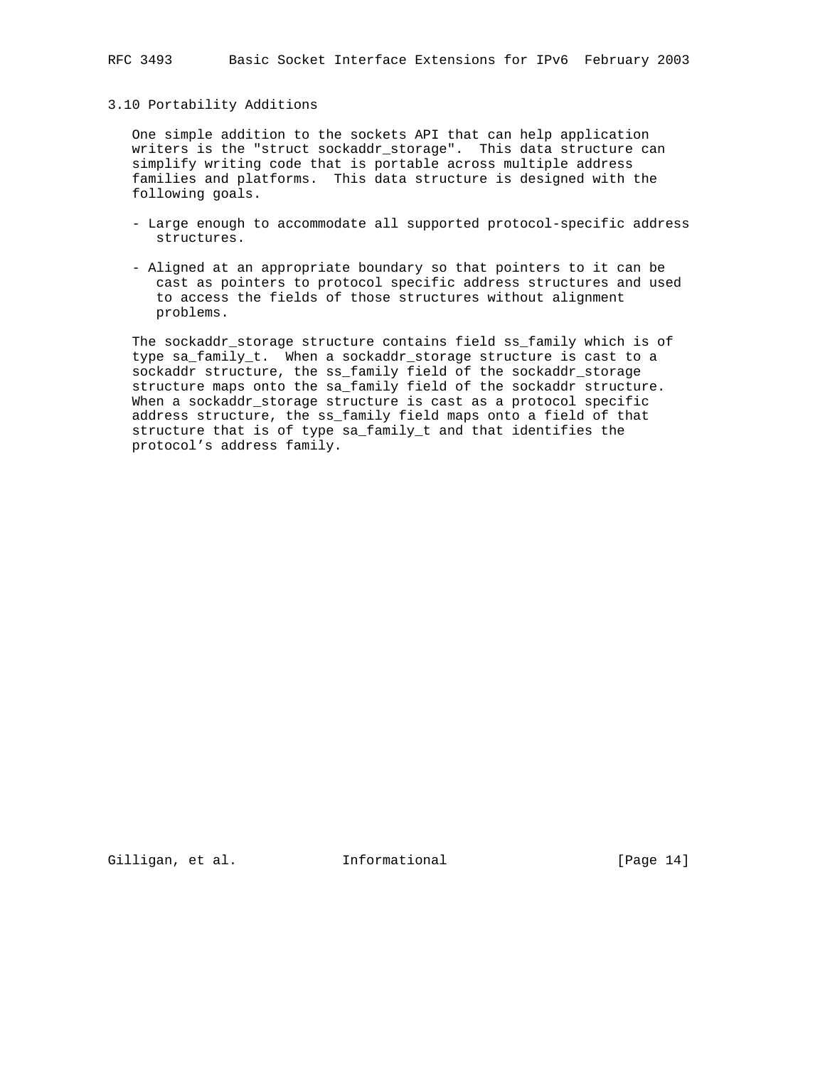### 3.10 Portability Additions

One simple addition to the sockets API that can help application writers is the "struct sockaddr_storage". This data structure can simplify writing code that is portable across multiple address families and platforms. This data structure is designed with the following goals.

- Large enough to accommodate all supported protocol-specific address structures.
- Aligned at an appropriate boundary so that pointers to it can be cast as pointers to protocol specific address structures and used to access the fields of those structures without alignment problems.

The sockaddr_storage structure contains field ss_family which is of type sa_family_t. When a sockaddr_storage structure is cast to a sockaddr structure, the ss_family field of the sockaddr_storage structure maps onto the sa_family field of the sockaddr structure. When a sockaddr_storage structure is cast as a protocol specific address structure, the ss_family field maps onto a field of that structure that is of type sa_family_t and that identifies the protocol's address family.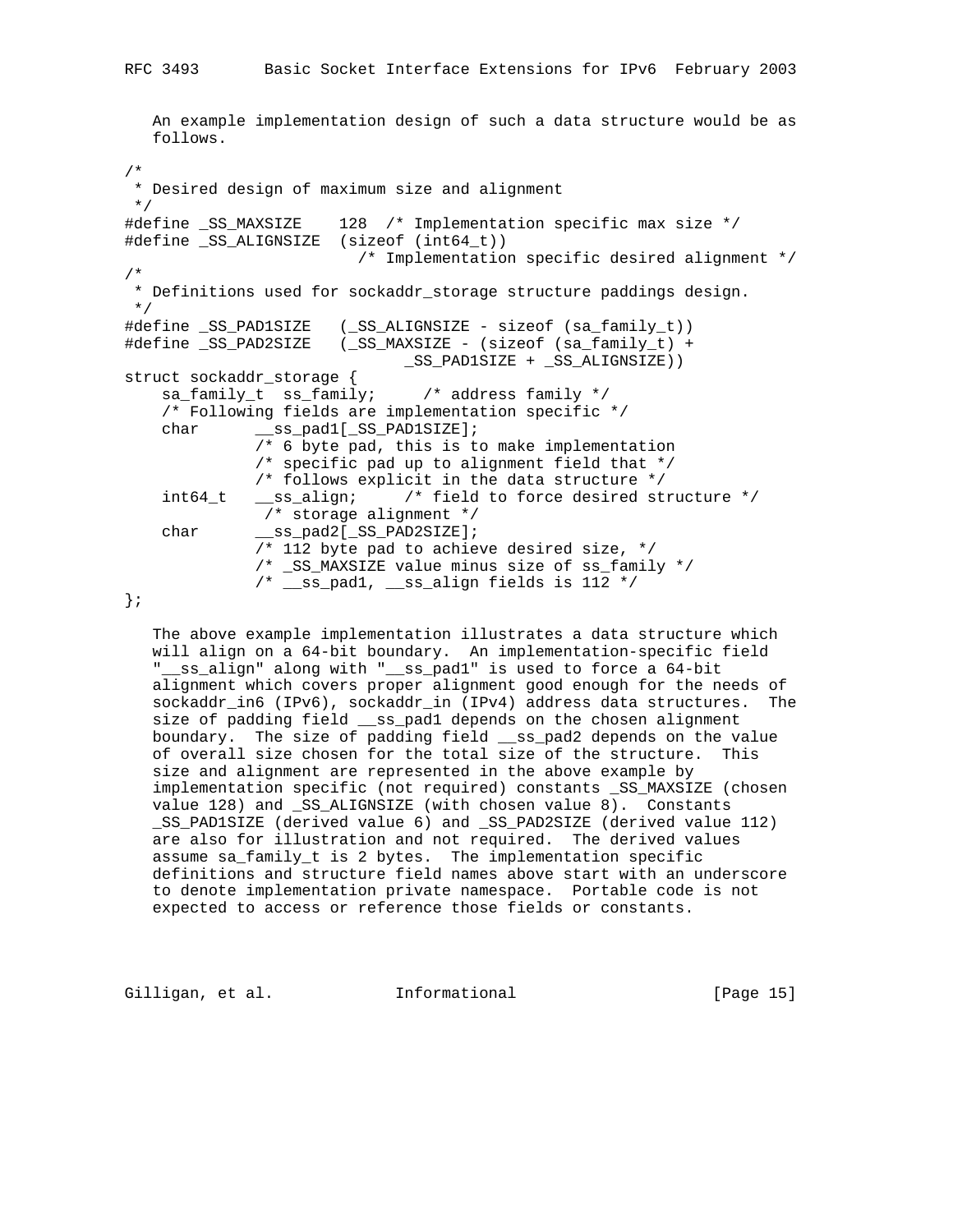An example implementation design of such a data structure would be as follows.

```
/*
 * Desired design of maximum size and alignment
 */
#define _SS_MAXSIZE    128  /* Implementation specific max size */
#define _SS_ALIGNSIZE  (sizeof (int64_t))
                         /* Implementation specific desired alignment */
/*
 * Definitions used for sockaddr_storage structure paddings design.
 */
#define _SS_PAD1SIZE   (_SS_ALIGNSIZE - sizeof (sa_family_t))
#define _SS_PAD2SIZE   (_SS_MAXSIZE - (sizeof (sa_family_t) +
                              _SS_PAD1SIZE + _SS_ALIGNSIZE))
struct sockaddr_storage {
    sa_family_t  ss_family;     /* address family */
    /* Following fields are implementation specific */
    char      __ss_pad1[_SS_PAD1SIZE];
              /* 6 byte pad, this is to make implementation
              /* specific pad up to alignment field that */
              /* follows explicit in the data structure */
    int64_t   __ss_align;     /* field to force desired structure */
               /* storage alignment */
    char      __ss_pad2[_SS_PAD2SIZE];
              /* 112 byte pad to achieve desired size, */
              /* _SS_MAXSIZE value minus size of ss_family */
              /* __ss_pad1, __ss_align fields is 112 */
};
```

The above example implementation illustrates a data structure which will align on a 64-bit boundary. An implementation-specific field "__ss_align" along with "__ss_pad1" is used to force a 64-bit alignment which covers proper alignment good enough for the needs of sockaddr_in6 (IPv6), sockaddr_in (IPv4) address data structures. The size of padding field __ss_pad1 depends on the chosen alignment boundary. The size of padding field __ss_pad2 depends on the value of overall size chosen for the total size of the structure. This size and alignment are represented in the above example by implementation specific (not required) constants _SS_MAXSIZE (chosen value 128) and _SS_ALIGNSIZE (with chosen value 8). Constants _SS_PAD1SIZE (derived value 6) and _SS_PAD2SIZE (derived value 112) are also for illustration and not required. The derived values assume sa_family_t is 2 bytes. The implementation specific definitions and structure field names above start with an underscore to denote implementation private namespace. Portable code is not expected to access or reference those fields or constants.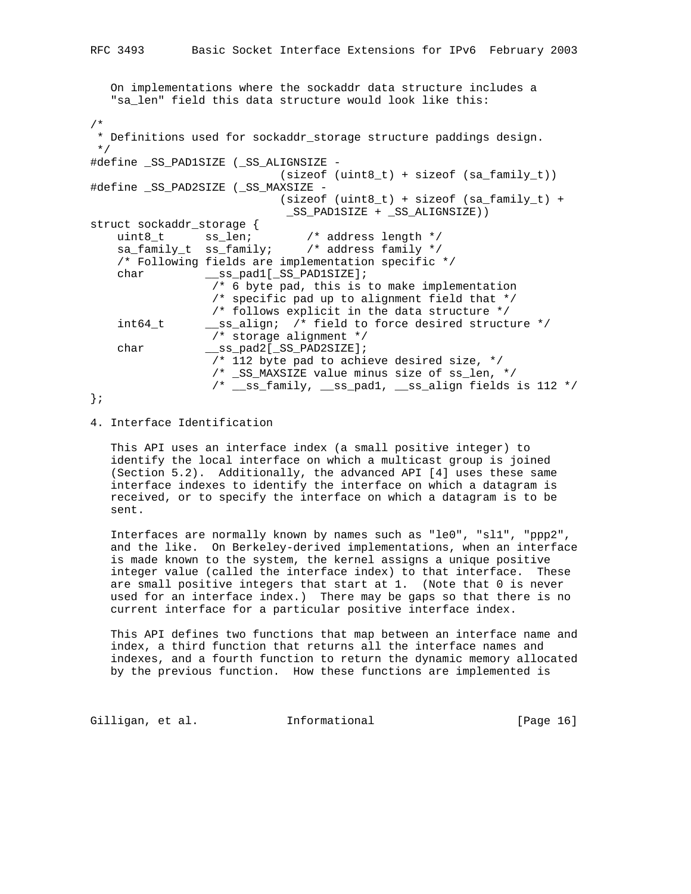On implementations where the sockaddr data structure includes a "sa_len" field this data structure would look like this:

```
/*
 * Definitions used for sockaddr_storage structure paddings design.
 */
#define _SS_PAD1SIZE (_SS_ALIGNSIZE -
                            (sizeof (uint8_t) + sizeof (sa_family_t))
#define _SS_PAD2SIZE (_SS_MAXSIZE -
                            (sizeof (uint8_t) + sizeof (sa_family_t) +
                             _SS_PAD1SIZE + _SS_ALIGNSIZE))
struct sockaddr_storage {
    uint8_t      ss_len;        /* address length */
    sa_family_t  ss_family;     /* address family */
    /* Following fields are implementation specific */
    char         __ss_pad1[_SS_PAD1SIZE];
                 /* 6 byte pad, this is to make implementation */
                 /* specific pad up to alignment field that */
                 /* follows explicit in the data structure */
    int64_t      __ss_align;  /* field to force desired structure */
                 /* storage alignment */
    char         __ss_pad2[_SS_PAD2SIZE];
                 /* 112 byte pad to achieve desired size, */
                 /* _SS_MAXSIZE value minus size of ss_len, */
                 /* __ss_family, __ss_pad1, __ss_align fields is 112 */
};
```

## 4. Interface Identification

This API uses an interface index (a small positive integer) to identify the local interface on which a multicast group is joined (Section 5.2). Additionally, the advanced API [4] uses these same interface indexes to identify the interface on which a datagram is received, or to specify the interface on which a datagram is to be sent.

Interfaces are normally known by names such as "le0", "sl1", "ppp2", and the like. On Berkeley-derived implementations, when an interface is made known to the system, the kernel assigns a unique positive integer value (called the interface index) to that interface. These are small positive integers that start at 1. (Note that 0 is never used for an interface index.) There may be gaps so that there is no current interface for a particular positive interface index.

This API defines two functions that map between an interface name and index, a third function that returns all the interface names and indexes, and a fourth function to return the dynamic memory allocated by the previous function. How these functions are implemented is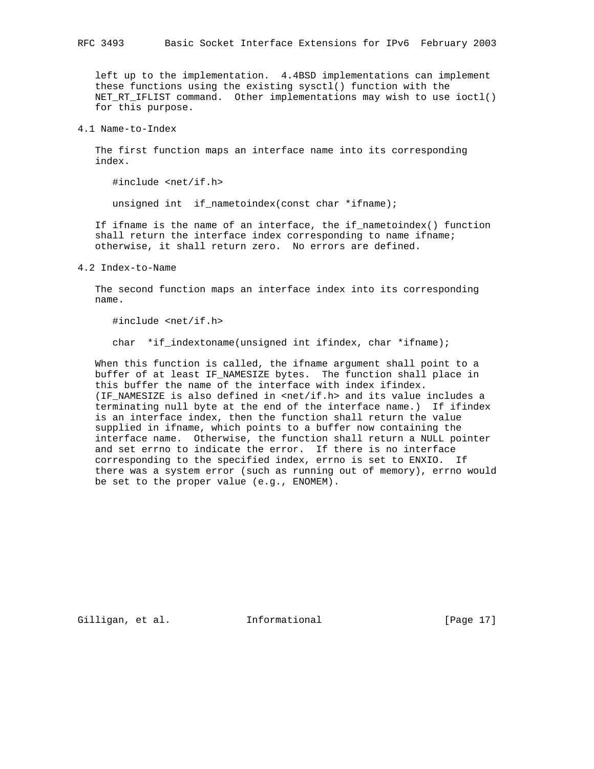left up to the implementation. 4.4BSD implementations can implement these functions using the existing sysctl() function with the NET_RT_IFLIST command. Other implementations may wish to use ioctl() for this purpose.

## 4.1 Name-to-Index

The first function maps an interface name into its corresponding index.

```
#include <net/if.h>

unsigned int  if_nametoindex(const char *ifname);
```

If ifname is the name of an interface, the if_nametoindex() function shall return the interface index corresponding to name ifname; otherwise, it shall return zero. No errors are defined.

## 4.2 Index-to-Name

The second function maps an interface index into its corresponding name.

```
#include <net/if.h>

char  *if_indextoname(unsigned int ifindex, char *ifname);
```

When this function is called, the ifname argument shall point to a buffer of at least IF_NAMESIZE bytes. The function shall place in this buffer the name of the interface with index ifindex. (IF_NAMESIZE is also defined in <net/if.h> and its value includes a terminating null byte at the end of the interface name.) If ifindex is an interface index, then the function shall return the value supplied in ifname, which points to a buffer now containing the interface name. Otherwise, the function shall return a NULL pointer and set errno to indicate the error. If there is no interface corresponding to the specified index, errno is set to ENXIO. If there was a system error (such as running out of memory), errno would be set to the proper value (e.g., ENOMEM).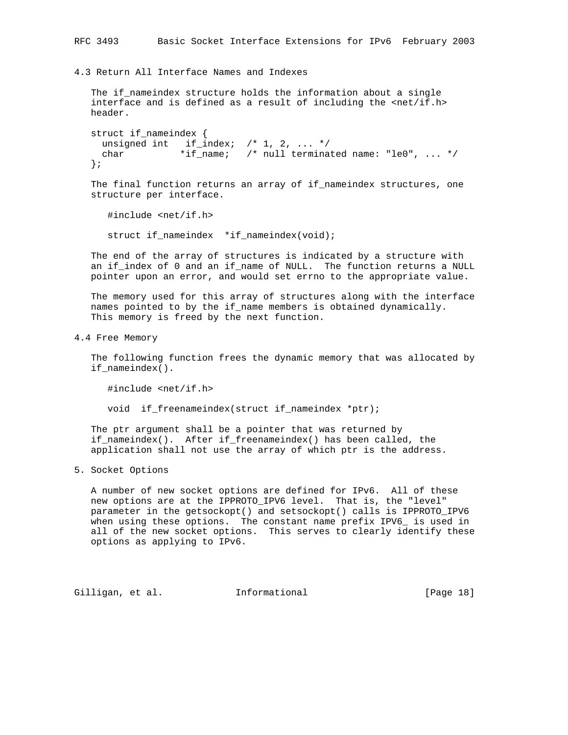### 4.3 Return All Interface Names and Indexes

The if_nameindex structure holds the information about a single interface and is defined as a result of including the <net/if.h> header.

```
struct if_nameindex {
  unsigned int   if_index;  /* 1, 2, ... */
  char          *if_name;   /* null terminated name: "le0", ... */
};
```

The final function returns an array of if_nameindex structures, one structure per interface.

```
#include <net/if.h>

struct if_nameindex  *if_nameindex(void);
```

The end of the array of structures is indicated by a structure with an if_index of 0 and an if_name of NULL. The function returns a NULL pointer upon an error, and would set errno to the appropriate value.

The memory used for this array of structures along with the interface names pointed to by the if_name members is obtained dynamically. This memory is freed by the next function.

### 4.4 Free Memory

The following function frees the dynamic memory that was allocated by if_nameindex().

```
#include <net/if.h>

void  if_freenameindex(struct if_nameindex *ptr);
```

The ptr argument shall be a pointer that was returned by if_nameindex(). After if_freenameindex() has been called, the application shall not use the array of which ptr is the address.

## 5. Socket Options

A number of new socket options are defined for IPv6. All of these new options are at the IPPROTO_IPV6 level. That is, the "level" parameter in the getsockopt() and setsockopt() calls is IPPROTO_IPV6 when using these options. The constant name prefix IPV6_ is used in all of the new socket options. This serves to clearly identify these options as applying to IPv6.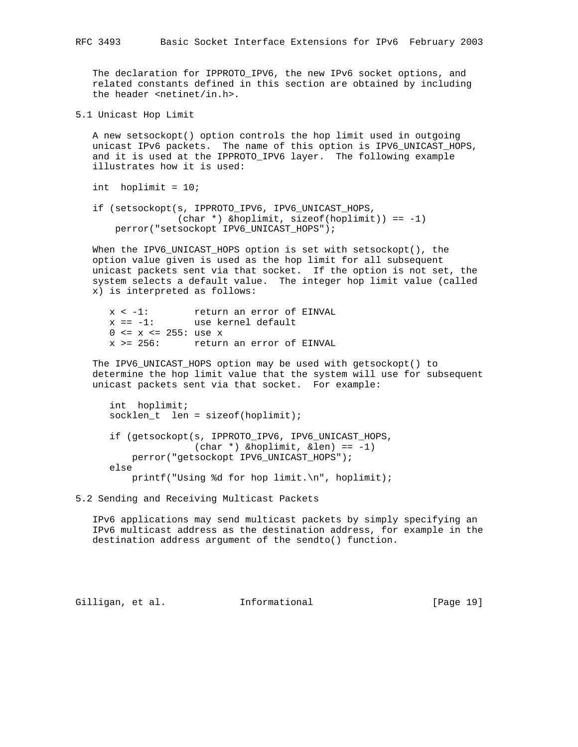The declaration for IPPROTO_IPV6, the new IPv6 socket options, and related constants defined in this section are obtained by including the header <netinet/in.h>.

## 5.1 Unicast Hop Limit

A new setsockopt() option controls the hop limit used in outgoing unicast IPv6 packets. The name of this option is IPV6_UNICAST_HOPS, and it is used at the IPPROTO_IPV6 layer. The following example illustrates how it is used:

```
int  hoplimit = 10;

if (setsockopt(s, IPPROTO_IPV6, IPV6_UNICAST_HOPS,
               (char *) &hoplimit, sizeof(hoplimit)) == -1)
    perror("setsockopt IPV6_UNICAST_HOPS");
```

When the IPV6_UNICAST_HOPS option is set with setsockopt(), the option value given is used as the hop limit for all subsequent unicast packets sent via that socket. If the option is not set, the system selects a default value. The integer hop limit value (called x) is interpreted as follows:

```
x < -1:        return an error of EINVAL
x == -1:       use kernel default
0 <= x <= 255: use x
x >= 256:      return an error of EINVAL
```

The IPV6_UNICAST_HOPS option may be used with getsockopt() to determine the hop limit value that the system will use for subsequent unicast packets sent via that socket. For example:

```
int  hoplimit;
socklen_t  len = sizeof(hoplimit);

if (getsockopt(s, IPPROTO_IPV6, IPV6_UNICAST_HOPS,
               (char *) &hoplimit, &len) == -1)
    perror("getsockopt IPV6_UNICAST_HOPS");
else
    printf("Using %d for hop limit.\n", hoplimit);
```

## 5.2 Sending and Receiving Multicast Packets

IPv6 applications may send multicast packets by simply specifying an IPv6 multicast address as the destination address, for example in the destination address argument of the sendto() function.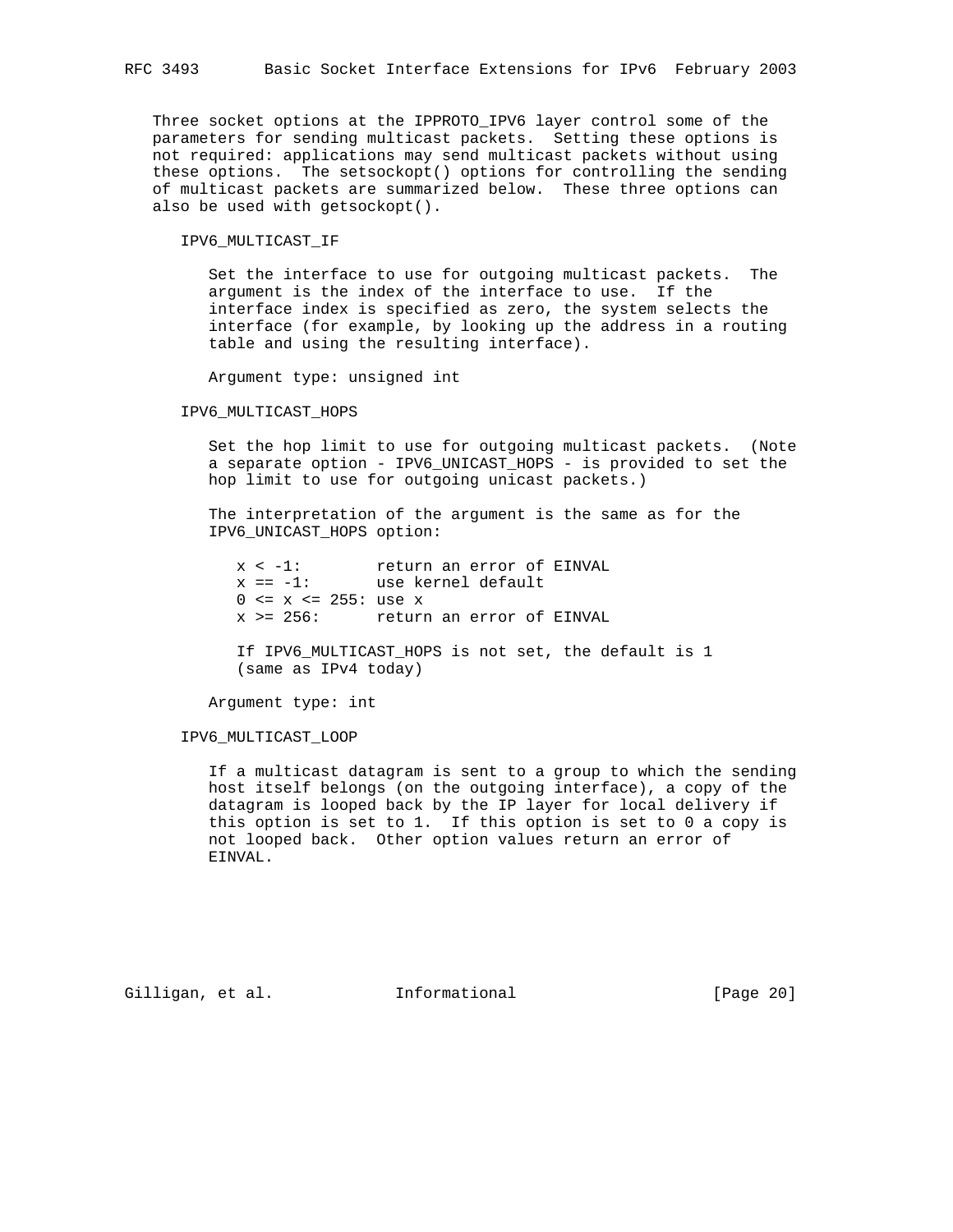Three socket options at the IPPROTO_IPV6 layer control some of the parameters for sending multicast packets. Setting these options is not required: applications may send multicast packets without using these options. The setsockopt() options for controlling the sending of multicast packets are summarized below. These three options can also be used with getsockopt().

IPV6_MULTICAST_IF

Set the interface to use for outgoing multicast packets. The argument is the index of the interface to use. If the interface index is specified as zero, the system selects the interface (for example, by looking up the address in a routing table and using the resulting interface).

Argument type: unsigned int

IPV6_MULTICAST_HOPS

Set the hop limit to use for outgoing multicast packets. (Note a separate option - IPV6_UNICAST_HOPS - is provided to set the hop limit to use for outgoing unicast packets.)

The interpretation of the argument is the same as for the IPV6_UNICAST_HOPS option:

```
x < -1:        return an error of EINVAL
x == -1:       use kernel default
0 <= x <= 255: use x
x >= 256:      return an error of EINVAL
```

If IPV6_MULTICAST_HOPS is not set, the default is 1 (same as IPv4 today)

Argument type: int

IPV6_MULTICAST_LOOP

If a multicast datagram is sent to a group to which the sending host itself belongs (on the outgoing interface), a copy of the datagram is looped back by the IP layer for local delivery if this option is set to 1. If this option is set to 0 a copy is not looped back. Other option values return an error of EINVAL.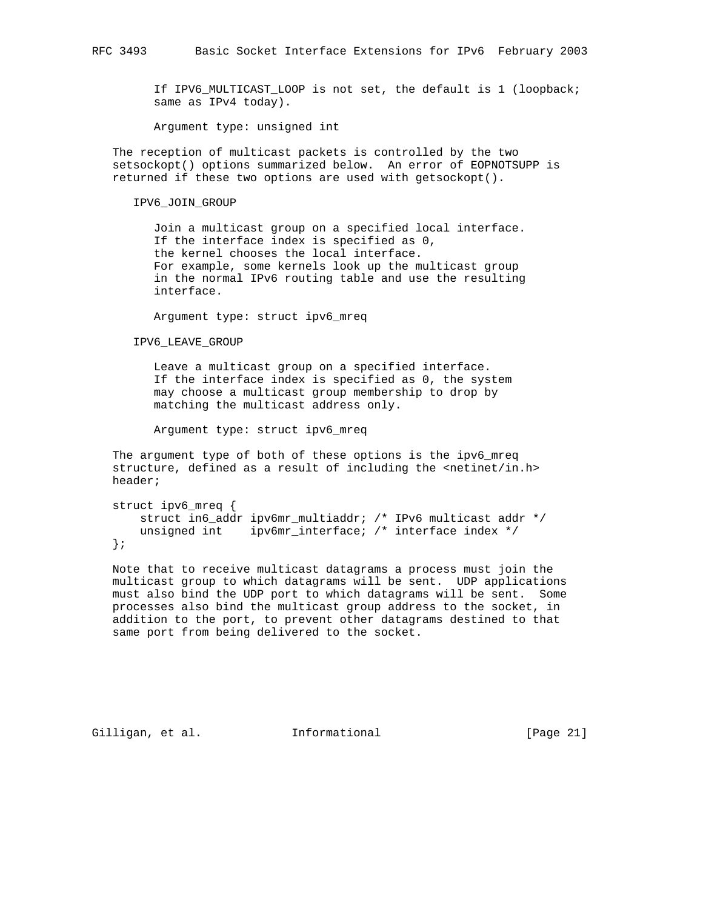If IPV6_MULTICAST_LOOP is not set, the default is 1 (loopback; same as IPv4 today).

Argument type: unsigned int

The reception of multicast packets is controlled by the two setsockopt() options summarized below. An error of EOPNOTSUPP is returned if these two options are used with getsockopt().

IPV6_JOIN_GROUP

Join a multicast group on a specified local interface. If the interface index is specified as 0, the kernel chooses the local interface. For example, some kernels look up the multicast group in the normal IPv6 routing table and use the resulting interface.

Argument type: struct ipv6_mreq

IPV6_LEAVE_GROUP

Leave a multicast group on a specified interface. If the interface index is specified as 0, the system may choose a multicast group membership to drop by matching the multicast address only.

Argument type: struct ipv6_mreq

The argument type of both of these options is the ipv6_mreq structure, defined as a result of including the <netinet/in.h> header;

```
struct ipv6_mreq {
    struct in6_addr ipv6mr_multiaddr; /* IPv6 multicast addr */
    unsigned int    ipv6mr_interface; /* interface index */
};
```

Note that to receive multicast datagrams a process must join the multicast group to which datagrams will be sent. UDP applications must also bind the UDP port to which datagrams will be sent. Some processes also bind the multicast group address to the socket, in addition to the port, to prevent other datagrams destined to that same port from being delivered to the socket.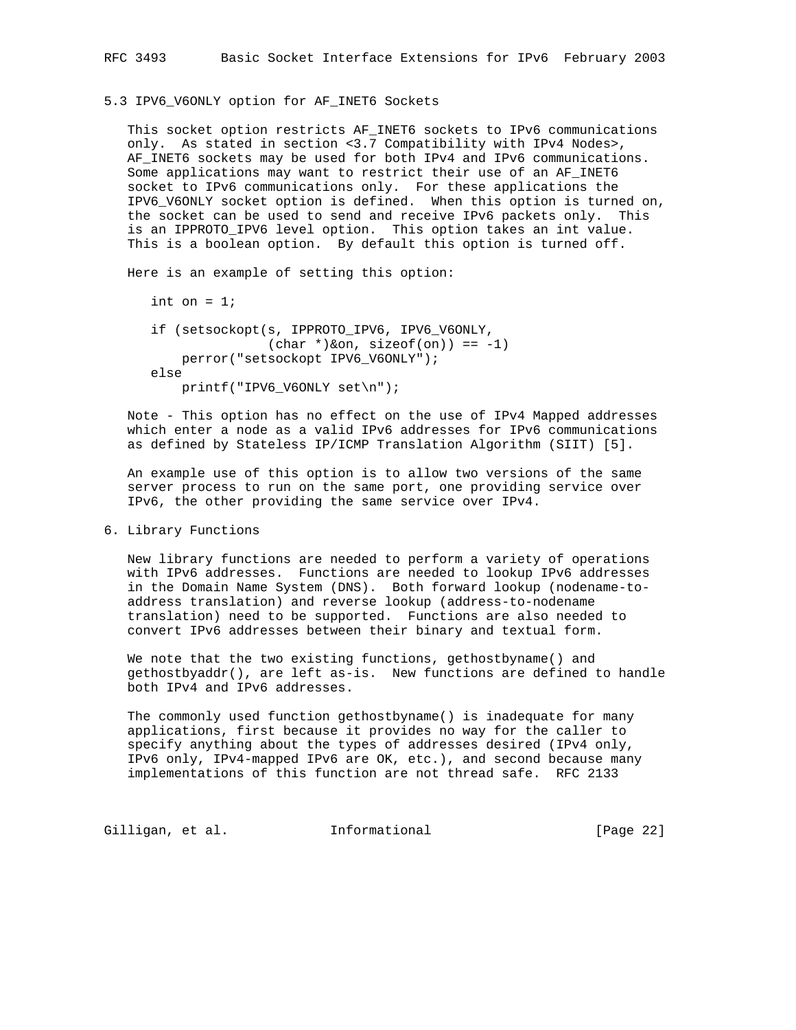### 5.3 IPV6_V6ONLY option for AF_INET6 Sockets

This socket option restricts AF_INET6 sockets to IPv6 communications only. As stated in section <3.7 Compatibility with IPv4 Nodes>, AF_INET6 sockets may be used for both IPv4 and IPv6 communications. Some applications may want to restrict their use of an AF_INET6 socket to IPv6 communications only. For these applications the IPV6_V6ONLY socket option is defined. When this option is turned on, the socket can be used to send and receive IPv6 packets only. This is an IPPROTO_IPV6 level option. This option takes an int value. This is a boolean option. By default this option is turned off.

Here is an example of setting this option:

```
int on = 1;

if (setsockopt(s, IPPROTO_IPV6, IPV6_V6ONLY,
               (char *)&on, sizeof(on)) == -1)
    perror("setsockopt IPV6_V6ONLY");
else
    printf("IPV6_V6ONLY set\n");
```

Note - This option has no effect on the use of IPv4 Mapped addresses which enter a node as a valid IPv6 addresses for IPv6 communications as defined by Stateless IP/ICMP Translation Algorithm (SIIT) [5].

An example use of this option is to allow two versions of the same server process to run on the same port, one providing service over IPv6, the other providing the same service over IPv4.

## 6. Library Functions

New library functions are needed to perform a variety of operations with IPv6 addresses. Functions are needed to lookup IPv6 addresses in the Domain Name System (DNS). Both forward lookup (nodename-to-address translation) and reverse lookup (address-to-nodename translation) need to be supported. Functions are also needed to convert IPv6 addresses between their binary and textual form.

We note that the two existing functions, gethostbyname() and gethostbyaddr(), are left as-is. New functions are defined to handle both IPv4 and IPv6 addresses.

The commonly used function gethostbyname() is inadequate for many applications, first because it provides no way for the caller to specify anything about the types of addresses desired (IPv4 only, IPv6 only, IPv4-mapped IPv6 are OK, etc.), and second because many implementations of this function are not thread safe. RFC 2133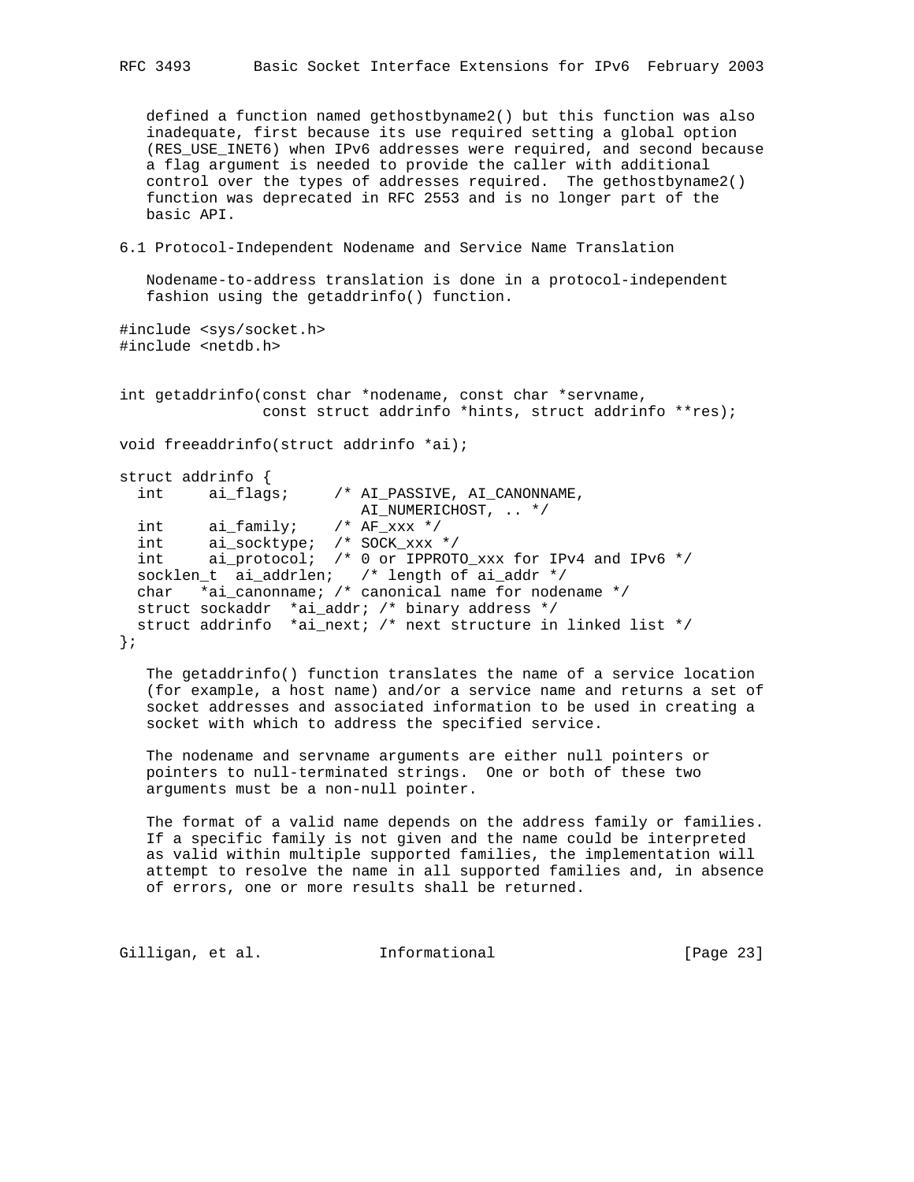defined a function named gethostbyname2() but this function was also inadequate, first because its use required setting a global option (RES_USE_INET6) when IPv6 addresses were required, and second because a flag argument is needed to provide the caller with additional control over the types of addresses required. The gethostbyname2() function was deprecated in RFC 2553 and is no longer part of the basic API.

## 6.1 Protocol-Independent Nodename and Service Name Translation

Nodename-to-address translation is done in a protocol-independent fashion using the getaddrinfo() function.

```
#include <sys/socket.h>
#include <netdb.h>


int getaddrinfo(const char *nodename, const char *servname,
                const struct addrinfo *hints, struct addrinfo **res);

void freeaddrinfo(struct addrinfo *ai);

struct addrinfo {
  int     ai_flags;     /* AI_PASSIVE, AI_CANONNAME,
                           AI_NUMERICHOST, .. */
  int     ai_family;    /* AF_xxx */
  int     ai_socktype;  /* SOCK_xxx */
  int     ai_protocol;  /* 0 or IPPROTO_xxx for IPv4 and IPv6 */
  socklen_t  ai_addrlen;   /* length of ai_addr */
  char   *ai_canonname; /* canonical name for nodename */
  struct sockaddr  *ai_addr; /* binary address */
  struct addrinfo  *ai_next; /* next structure in linked list */
};
```

The getaddrinfo() function translates the name of a service location (for example, a host name) and/or a service name and returns a set of socket addresses and associated information to be used in creating a socket with which to address the specified service.

The nodename and servname arguments are either null pointers or pointers to null-terminated strings. One or both of these two arguments must be a non-null pointer.

The format of a valid name depends on the address family or families. If a specific family is not given and the name could be interpreted as valid within multiple supported families, the implementation will attempt to resolve the name in all supported families and, in absence of errors, one or more results shall be returned.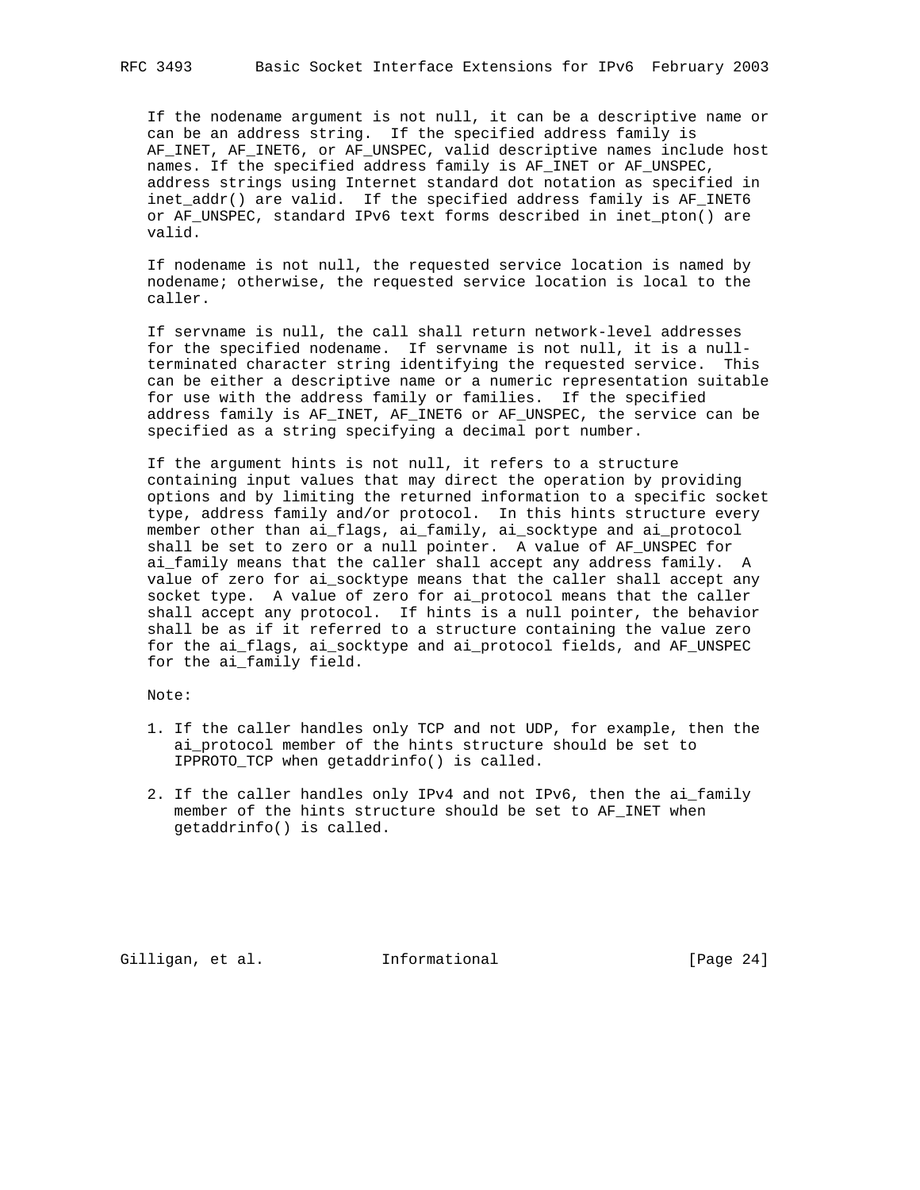If the nodename argument is not null, it can be a descriptive name or can be an address string. If the specified address family is AF_INET, AF_INET6, or AF_UNSPEC, valid descriptive names include host names. If the specified address family is AF_INET or AF_UNSPEC, address strings using Internet standard dot notation as specified in inet_addr() are valid. If the specified address family is AF_INET6 or AF_UNSPEC, standard IPv6 text forms described in inet_pton() are valid.

If nodename is not null, the requested service location is named by nodename; otherwise, the requested service location is local to the caller.

If servname is null, the call shall return network-level addresses for the specified nodename. If servname is not null, it is a null-terminated character string identifying the requested service. This can be either a descriptive name or a numeric representation suitable for use with the address family or families. If the specified address family is AF_INET, AF_INET6 or AF_UNSPEC, the service can be specified as a string specifying a decimal port number.

If the argument hints is not null, it refers to a structure containing input values that may direct the operation by providing options and by limiting the returned information to a specific socket type, address family and/or protocol. In this hints structure every member other than ai_flags, ai_family, ai_socktype and ai_protocol shall be set to zero or a null pointer. A value of AF_UNSPEC for ai_family means that the caller shall accept any address family. A value of zero for ai_socktype means that the caller shall accept any socket type. A value of zero for ai_protocol means that the caller shall accept any protocol. If hints is a null pointer, the behavior shall be as if it referred to a structure containing the value zero for the ai_flags, ai_socktype and ai_protocol fields, and AF_UNSPEC for the ai_family field.

Note:

1. If the caller handles only TCP and not UDP, for example, then the ai_protocol member of the hints structure should be set to IPPROTO_TCP when getaddrinfo() is called.

2. If the caller handles only IPv4 and not IPv6, then the ai_family member of the hints structure should be set to AF_INET when getaddrinfo() is called.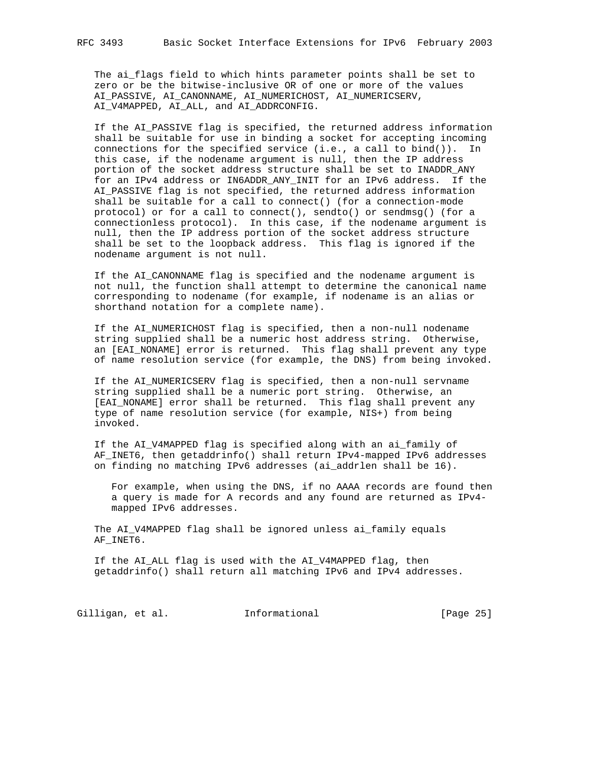The ai_flags field to which hints parameter points shall be set to zero or be the bitwise-inclusive OR of one or more of the values AI_PASSIVE, AI_CANONNAME, AI_NUMERICHOST, AI_NUMERICSERV, AI_V4MAPPED, AI_ALL, and AI_ADDRCONFIG.

If the AI_PASSIVE flag is specified, the returned address information shall be suitable for use in binding a socket for accepting incoming connections for the specified service (i.e., a call to bind()). In this case, if the nodename argument is null, then the IP address portion of the socket address structure shall be set to INADDR_ANY for an IPv4 address or IN6ADDR_ANY_INIT for an IPv6 address. If the AI_PASSIVE flag is not specified, the returned address information shall be suitable for a call to connect() (for a connection-mode protocol) or for a call to connect(), sendto() or sendmsg() (for a connectionless protocol). In this case, if the nodename argument is null, then the IP address portion of the socket address structure shall be set to the loopback address. This flag is ignored if the nodename argument is not null.

If the AI_CANONNAME flag is specified and the nodename argument is not null, the function shall attempt to determine the canonical name corresponding to nodename (for example, if nodename is an alias or shorthand notation for a complete name).

If the AI_NUMERICHOST flag is specified, then a non-null nodename string supplied shall be a numeric host address string. Otherwise, an [EAI_NONAME] error is returned. This flag shall prevent any type of name resolution service (for example, the DNS) from being invoked.

If the AI_NUMERICSERV flag is specified, then a non-null servname string supplied shall be a numeric port string. Otherwise, an [EAI_NONAME] error shall be returned. This flag shall prevent any type of name resolution service (for example, NIS+) from being invoked.

If the AI_V4MAPPED flag is specified along with an ai_family of AF_INET6, then getaddrinfo() shall return IPv4-mapped IPv6 addresses on finding no matching IPv6 addresses (ai_addrlen shall be 16).

> For example, when using the DNS, if no AAAA records are found then a query is made for A records and any found are returned as IPv4-mapped IPv6 addresses.

The AI_V4MAPPED flag shall be ignored unless ai_family equals AF_INET6.

If the AI_ALL flag is used with the AI_V4MAPPED flag, then getaddrinfo() shall return all matching IPv6 and IPv4 addresses.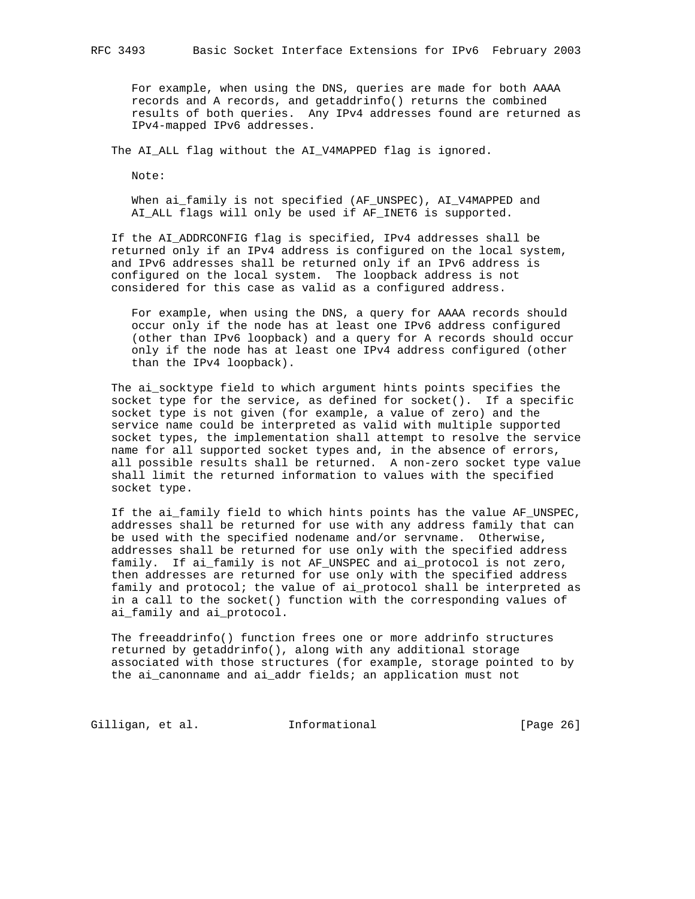For example, when using the DNS, queries are made for both AAAA records and A records, and getaddrinfo() returns the combined results of both queries. Any IPv4 addresses found are returned as IPv4-mapped IPv6 addresses.

The AI_ALL flag without the AI_V4MAPPED flag is ignored.

Note:

When ai_family is not specified (AF_UNSPEC), AI_V4MAPPED and AI_ALL flags will only be used if AF_INET6 is supported.

If the AI_ADDRCONFIG flag is specified, IPv4 addresses shall be returned only if an IPv4 address is configured on the local system, and IPv6 addresses shall be returned only if an IPv6 address is configured on the local system. The loopback address is not considered for this case as valid as a configured address.

For example, when using the DNS, a query for AAAA records should occur only if the node has at least one IPv6 address configured (other than IPv6 loopback) and a query for A records should occur only if the node has at least one IPv4 address configured (other than the IPv4 loopback).

The ai_socktype field to which argument hints points specifies the socket type for the service, as defined for socket(). If a specific socket type is not given (for example, a value of zero) and the service name could be interpreted as valid with multiple supported socket types, the implementation shall attempt to resolve the service name for all supported socket types and, in the absence of errors, all possible results shall be returned. A non-zero socket type value shall limit the returned information to values with the specified socket type.

If the ai_family field to which hints points has the value AF_UNSPEC, addresses shall be returned for use with any address family that can be used with the specified nodename and/or servname. Otherwise, addresses shall be returned for use only with the specified address family. If ai_family is not AF_UNSPEC and ai_protocol is not zero, then addresses are returned for use only with the specified address family and protocol; the value of ai_protocol shall be interpreted as in a call to the socket() function with the corresponding values of ai_family and ai_protocol.

The freeaddrinfo() function frees one or more addrinfo structures returned by getaddrinfo(), along with any additional storage associated with those structures (for example, storage pointed to by the ai_canonname and ai_addr fields; an application must not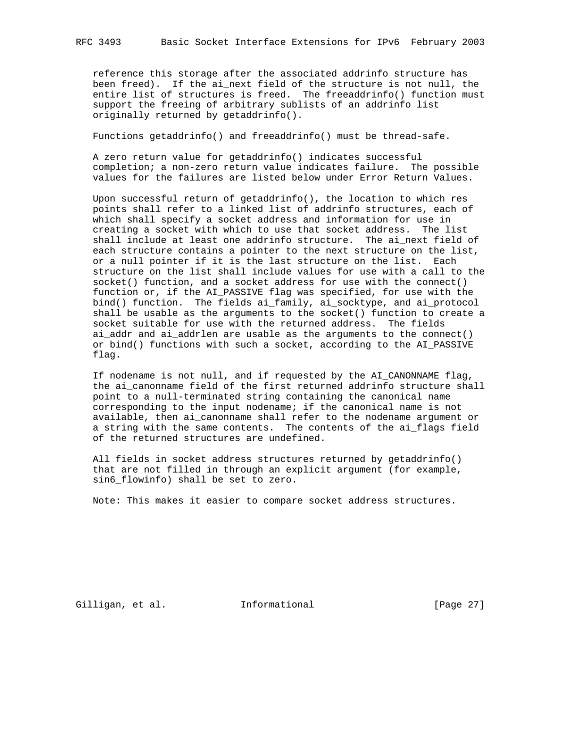reference this storage after the associated addrinfo structure has been freed). If the ai_next field of the structure is not null, the entire list of structures is freed. The freeaddrinfo() function must support the freeing of arbitrary sublists of an addrinfo list originally returned by getaddrinfo().

Functions getaddrinfo() and freeaddrinfo() must be thread-safe.

A zero return value for getaddrinfo() indicates successful completion; a non-zero return value indicates failure. The possible values for the failures are listed below under Error Return Values.

Upon successful return of getaddrinfo(), the location to which res points shall refer to a linked list of addrinfo structures, each of which shall specify a socket address and information for use in creating a socket with which to use that socket address. The list shall include at least one addrinfo structure. The ai_next field of each structure contains a pointer to the next structure on the list, or a null pointer if it is the last structure on the list. Each structure on the list shall include values for use with a call to the socket() function, and a socket address for use with the connect() function or, if the AI_PASSIVE flag was specified, for use with the bind() function. The fields ai_family, ai_socktype, and ai_protocol shall be usable as the arguments to the socket() function to create a socket suitable for use with the returned address. The fields ai_addr and ai_addrlen are usable as the arguments to the connect() or bind() functions with such a socket, according to the AI_PASSIVE flag.

If nodename is not null, and if requested by the AI_CANONNAME flag, the ai_canonname field of the first returned addrinfo structure shall point to a null-terminated string containing the canonical name corresponding to the input nodename; if the canonical name is not available, then ai_canonname shall refer to the nodename argument or a string with the same contents. The contents of the ai_flags field of the returned structures are undefined.

All fields in socket address structures returned by getaddrinfo() that are not filled in through an explicit argument (for example, sin6_flowinfo) shall be set to zero.

Note: This makes it easier to compare socket address structures.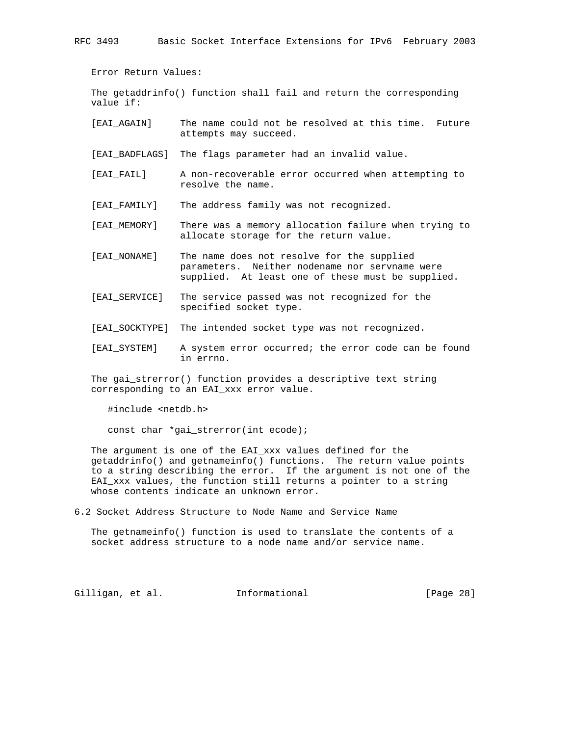Error Return Values:

The getaddrinfo() function shall fail and return the corresponding value if:

[EAI_AGAIN] The name could not be resolved at this time. Future attempts may succeed.

[EAI_BADFLAGS] The flags parameter had an invalid value.

[EAI_FAIL] A non-recoverable error occurred when attempting to resolve the name.

[EAI_FAMILY] The address family was not recognized.

[EAI_MEMORY] There was a memory allocation failure when trying to allocate storage for the return value.

[EAI_NONAME] The name does not resolve for the supplied parameters. Neither nodename nor servname were supplied. At least one of these must be supplied.

[EAI_SERVICE] The service passed was not recognized for the specified socket type.

[EAI_SOCKTYPE] The intended socket type was not recognized.

[EAI_SYSTEM] A system error occurred; the error code can be found in errno.

The gai_strerror() function provides a descriptive text string corresponding to an EAI_xxx error value.

```
#include <netdb.h>

const char *gai_strerror(int ecode);
```

The argument is one of the EAI_xxx values defined for the getaddrinfo() and getnameinfo() functions. The return value points to a string describing the error. If the argument is not one of the EAI_xxx values, the function still returns a pointer to a string whose contents indicate an unknown error.

## 6.2 Socket Address Structure to Node Name and Service Name

The getnameinfo() function is used to translate the contents of a socket address structure to a node name and/or service name.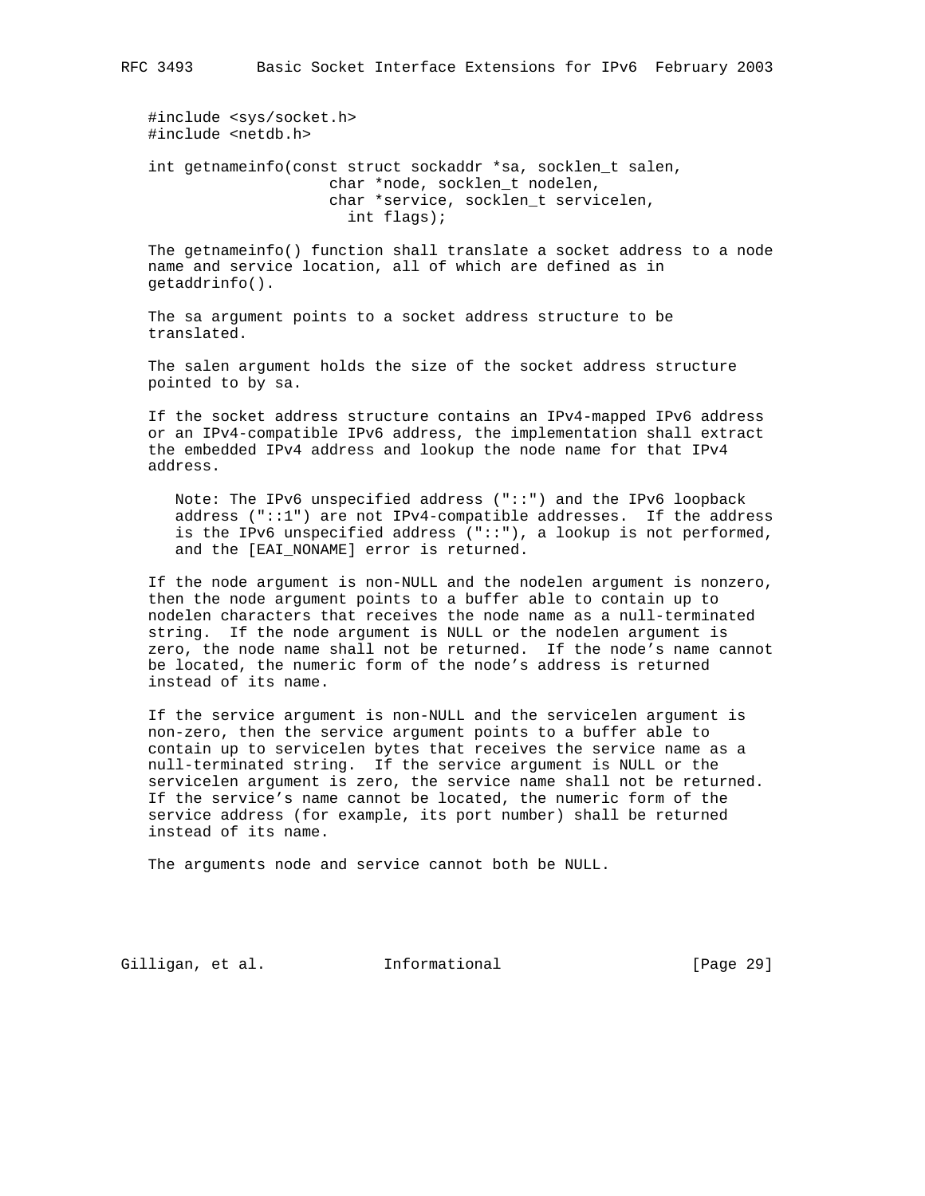```
#include <sys/socket.h>
#include <netdb.h>

int getnameinfo(const struct sockaddr *sa, socklen_t salen,
                char *node, socklen_t nodelen,
                char *service, socklen_t servicelen,
                  int flags);
```

The getnameinfo() function shall translate a socket address to a node name and service location, all of which are defined as in getaddrinfo().

The sa argument points to a socket address structure to be translated.

The salen argument holds the size of the socket address structure pointed to by sa.

If the socket address structure contains an IPv4-mapped IPv6 address or an IPv4-compatible IPv6 address, the implementation shall extract the embedded IPv4 address and lookup the node name for that IPv4 address.

> Note: The IPv6 unspecified address ("::") and the IPv6 loopback address ("::1") are not IPv4-compatible addresses. If the address is the IPv6 unspecified address ("::"), a lookup is not performed, and the [EAI_NONAME] error is returned.

If the node argument is non-NULL and the nodelen argument is nonzero, then the node argument points to a buffer able to contain up to nodelen characters that receives the node name as a null-terminated string. If the node argument is NULL or the nodelen argument is zero, the node name shall not be returned. If the node's name cannot be located, the numeric form of the node's address is returned instead of its name.

If the service argument is non-NULL and the servicelen argument is non-zero, then the service argument points to a buffer able to contain up to servicelen bytes that receives the service name as a null-terminated string. If the service argument is NULL or the servicelen argument is zero, the service name shall not be returned. If the service's name cannot be located, the numeric form of the service address (for example, its port number) shall be returned instead of its name.

The arguments node and service cannot both be NULL.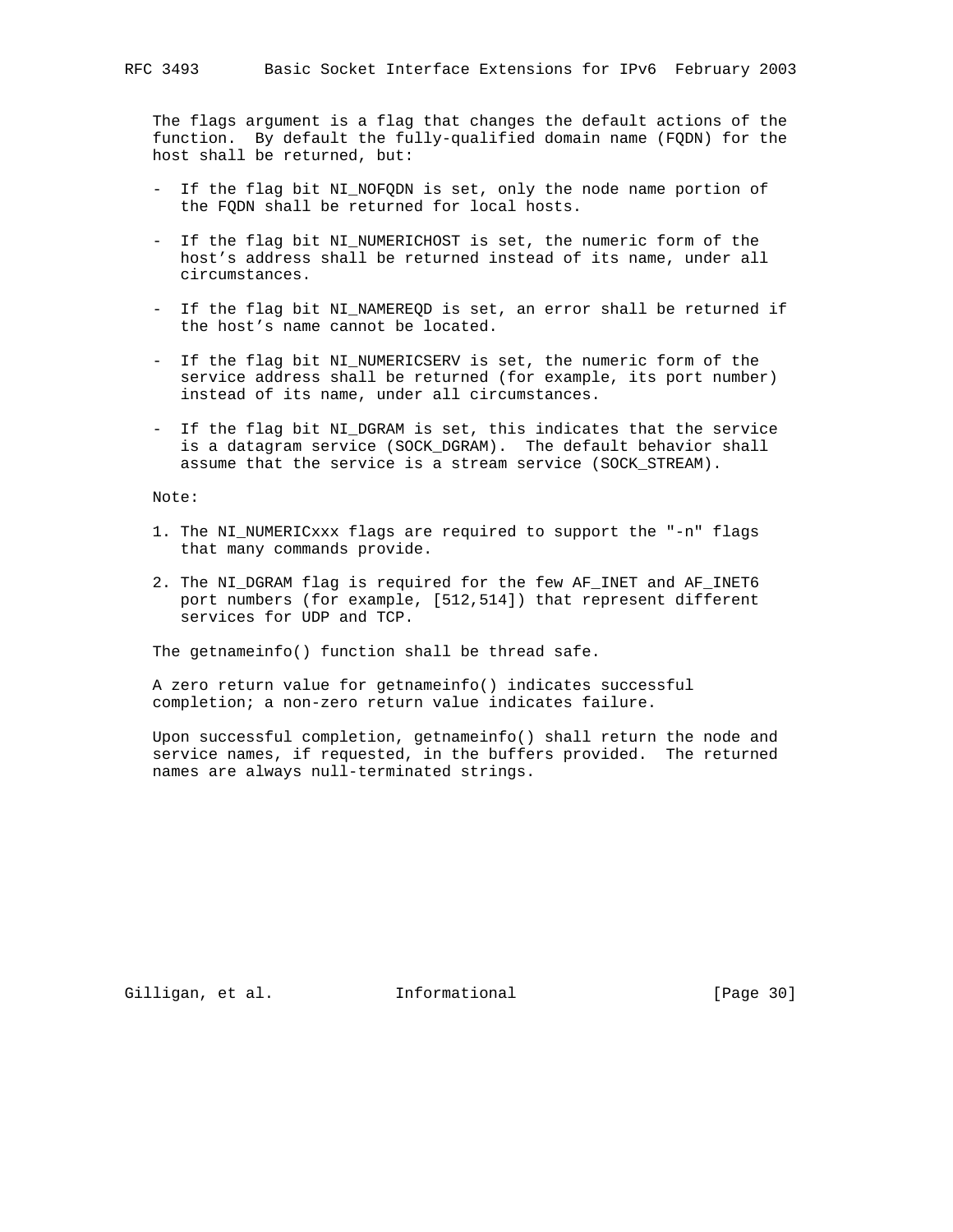The flags argument is a flag that changes the default actions of the function. By default the fully-qualified domain name (FQDN) for the host shall be returned, but:

- If the flag bit NI_NOFQDN is set, only the node name portion of the FQDN shall be returned for local hosts.

- If the flag bit NI_NUMERICHOST is set, the numeric form of the host's address shall be returned instead of its name, under all circumstances.

- If the flag bit NI_NAMEREQD is set, an error shall be returned if the host's name cannot be located.

- If the flag bit NI_NUMERICSERV is set, the numeric form of the service address shall be returned (for example, its port number) instead of its name, under all circumstances.

- If the flag bit NI_DGRAM is set, this indicates that the service is a datagram service (SOCK_DGRAM). The default behavior shall assume that the service is a stream service (SOCK_STREAM).

Note:

1. The NI_NUMERICxxx flags are required to support the "-n" flags that many commands provide.

2. The NI_DGRAM flag is required for the few AF_INET and AF_INET6 port numbers (for example, [512,514]) that represent different services for UDP and TCP.

The getnameinfo() function shall be thread safe.

A zero return value for getnameinfo() indicates successful completion; a non-zero return value indicates failure.

Upon successful completion, getnameinfo() shall return the node and service names, if requested, in the buffers provided. The returned names are always null-terminated strings.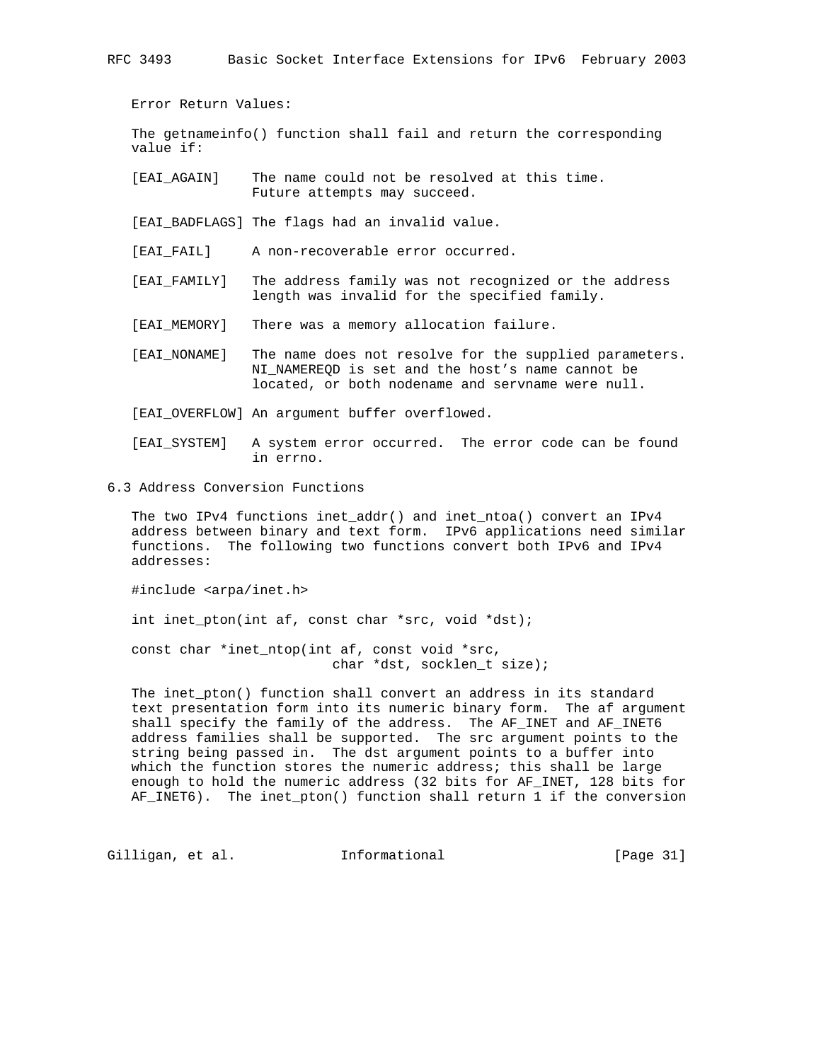Error Return Values:

The getnameinfo() function shall fail and return the corresponding value if:

[EAI_AGAIN] The name could not be resolved at this time. Future attempts may succeed.

[EAI_BADFLAGS] The flags had an invalid value.

[EAI_FAIL] A non-recoverable error occurred.

[EAI_FAMILY] The address family was not recognized or the address length was invalid for the specified family.

[EAI_MEMORY] There was a memory allocation failure.

[EAI_NONAME] The name does not resolve for the supplied parameters. NI_NAMEREQD is set and the host's name cannot be located, or both nodename and servname were null.

[EAI_OVERFLOW] An argument buffer overflowed.

[EAI_SYSTEM] A system error occurred. The error code can be found in errno.

## 6.3 Address Conversion Functions

The two IPv4 functions inet_addr() and inet_ntoa() convert an IPv4 address between binary and text form. IPv6 applications need similar functions. The following two functions convert both IPv6 and IPv4 addresses:

```
#include <arpa/inet.h>

int inet_pton(int af, const char *src, void *dst);

const char *inet_ntop(int af, const void *src,
                      char *dst, socklen_t size);
```

The inet_pton() function shall convert an address in its standard text presentation form into its numeric binary form. The af argument shall specify the family of the address. The AF_INET and AF_INET6 address families shall be supported. The src argument points to the string being passed in. The dst argument points to a buffer into which the function stores the numeric address; this shall be large enough to hold the numeric address (32 bits for AF_INET, 128 bits for AF_INET6). The inet_pton() function shall return 1 if the conversion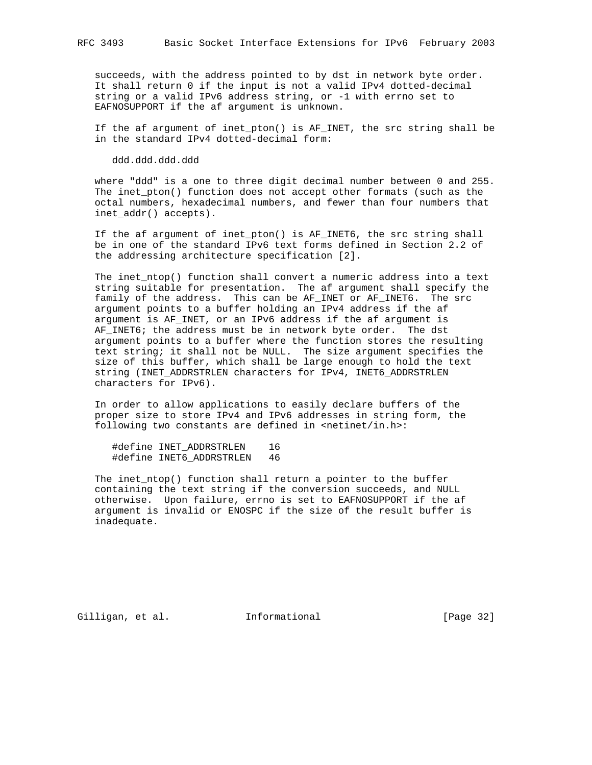succeeds, with the address pointed to by dst in network byte order. It shall return 0 if the input is not a valid IPv4 dotted-decimal string or a valid IPv6 address string, or -1 with errno set to EAFNOSUPPORT if the af argument is unknown.

If the af argument of inet_pton() is AF_INET, the src string shall be in the standard IPv4 dotted-decimal form:

```
ddd.ddd.ddd.ddd
```

where "ddd" is a one to three digit decimal number between 0 and 255. The inet_pton() function does not accept other formats (such as the octal numbers, hexadecimal numbers, and fewer than four numbers that inet_addr() accepts).

If the af argument of inet_pton() is AF_INET6, the src string shall be in one of the standard IPv6 text forms defined in Section 2.2 of the addressing architecture specification [2].

The inet_ntop() function shall convert a numeric address into a text string suitable for presentation. The af argument shall specify the family of the address. This can be AF_INET or AF_INET6. The src argument points to a buffer holding an IPv4 address if the af argument is AF_INET, or an IPv6 address if the af argument is AF_INET6; the address must be in network byte order. The dst argument points to a buffer where the function stores the resulting text string; it shall not be NULL. The size argument specifies the size of this buffer, which shall be large enough to hold the text string (INET_ADDRSTRLEN characters for IPv4, INET6_ADDRSTRLEN characters for IPv6).

In order to allow applications to easily declare buffers of the proper size to store IPv4 and IPv6 addresses in string form, the following two constants are defined in <netinet/in.h>:

```
#define INET_ADDRSTRLEN    16
#define INET6_ADDRSTRLEN   46
```

The inet_ntop() function shall return a pointer to the buffer containing the text string if the conversion succeeds, and NULL otherwise. Upon failure, errno is set to EAFNOSUPPORT if the af argument is invalid or ENOSPC if the size of the result buffer is inadequate.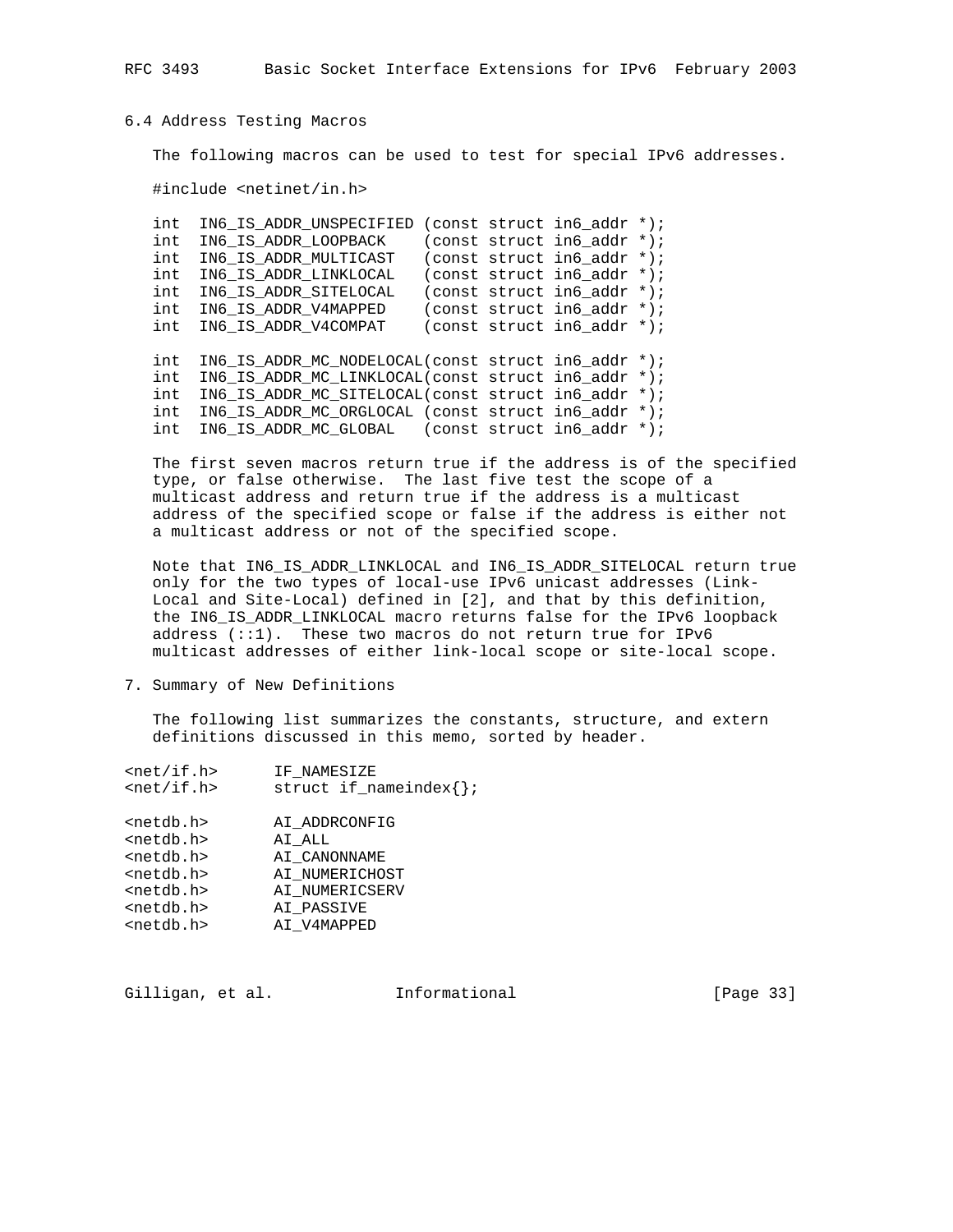### 6.4 Address Testing Macros

The following macros can be used to test for special IPv6 addresses.

```
#include <netinet/in.h>

int  IN6_IS_ADDR_UNSPECIFIED (const struct in6_addr *);
int  IN6_IS_ADDR_LOOPBACK    (const struct in6_addr *);
int  IN6_IS_ADDR_MULTICAST   (const struct in6_addr *);
int  IN6_IS_ADDR_LINKLOCAL   (const struct in6_addr *);
int  IN6_IS_ADDR_SITELOCAL   (const struct in6_addr *);
int  IN6_IS_ADDR_V4MAPPED    (const struct in6_addr *);
int  IN6_IS_ADDR_V4COMPAT    (const struct in6_addr *);

int  IN6_IS_ADDR_MC_NODELOCAL(const struct in6_addr *);
int  IN6_IS_ADDR_MC_LINKLOCAL(const struct in6_addr *);
int  IN6_IS_ADDR_MC_SITELOCAL(const struct in6_addr *);
int  IN6_IS_ADDR_MC_ORGLOCAL (const struct in6_addr *);
int  IN6_IS_ADDR_MC_GLOBAL   (const struct in6_addr *);
```

The first seven macros return true if the address is of the specified type, or false otherwise. The last five test the scope of a multicast address and return true if the address is a multicast address of the specified scope or false if the address is either not a multicast address or not of the specified scope.

Note that IN6_IS_ADDR_LINKLOCAL and IN6_IS_ADDR_SITELOCAL return true only for the two types of local-use IPv6 unicast addresses (Link-Local and Site-Local) defined in [2], and that by this definition, the IN6_IS_ADDR_LINKLOCAL macro returns false for the IPv6 loopback address (::1). These two macros do not return true for IPv6 multicast addresses of either link-local scope or site-local scope.

## 7. Summary of New Definitions

The following list summarizes the constants, structure, and extern definitions discussed in this memo, sorted by header.

```
<net/if.h>       IF_NAMESIZE
<net/if.h>       struct if_nameindex{};

<netdb.h>        AI_ADDRCONFIG
<netdb.h>        AI_ALL
<netdb.h>        AI_CANONNAME
<netdb.h>        AI_NUMERICHOST
<netdb.h>        AI_NUMERICSERV
<netdb.h>        AI_PASSIVE
<netdb.h>        AI_V4MAPPED
```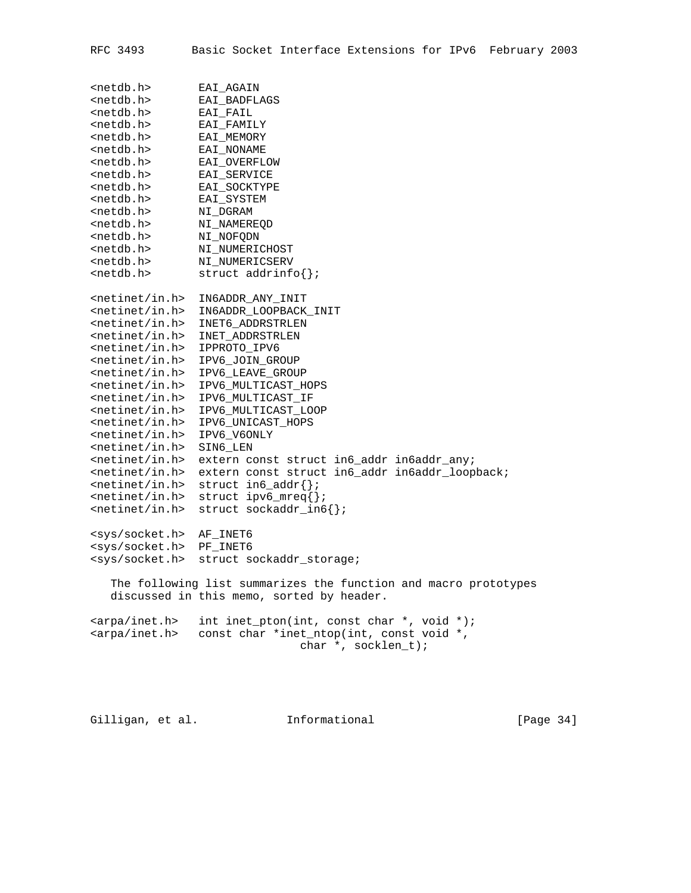```
<netdb.h>       EAI_AGAIN
<netdb.h>       EAI_BADFLAGS
<netdb.h>       EAI_FAIL
<netdb.h>       EAI_FAMILY
<netdb.h>       EAI_MEMORY
<netdb.h>       EAI_NONAME
<netdb.h>       EAI_OVERFLOW
<netdb.h>       EAI_SERVICE
<netdb.h>       EAI_SOCKTYPE
<netdb.h>       EAI_SYSTEM
<netdb.h>       NI_DGRAM
<netdb.h>       NI_NAMEREQD
<netdb.h>       NI_NOFQDN
<netdb.h>       NI_NUMERICHOST
<netdb.h>       NI_NUMERICSERV
<netdb.h>       struct addrinfo{};

<netinet/in.h>  IN6ADDR_ANY_INIT
<netinet/in.h>  IN6ADDR_LOOPBACK_INIT
<netinet/in.h>  INET6_ADDRSTRLEN
<netinet/in.h>  INET_ADDRSTRLEN
<netinet/in.h>  IPPROTO_IPV6
<netinet/in.h>  IPV6_JOIN_GROUP
<netinet/in.h>  IPV6_LEAVE_GROUP
<netinet/in.h>  IPV6_MULTICAST_HOPS
<netinet/in.h>  IPV6_MULTICAST_IF
<netinet/in.h>  IPV6_MULTICAST_LOOP
<netinet/in.h>  IPV6_UNICAST_HOPS
<netinet/in.h>  IPV6_V6ONLY
<netinet/in.h>  SIN6_LEN
<netinet/in.h>  extern const struct in6_addr in6addr_any;
<netinet/in.h>  extern const struct in6_addr in6addr_loopback;
<netinet/in.h>  struct in6_addr{};
<netinet/in.h>  struct ipv6_mreq{};
<netinet/in.h>  struct sockaddr_in6{};

<sys/socket.h>  AF_INET6
<sys/socket.h>  PF_INET6
<sys/socket.h>  struct sockaddr_storage;
```

The following list summarizes the function and macro prototypes discussed in this memo, sorted by header.

```
<arpa/inet.h>   int inet_pton(int, const char *, void *);
<arpa/inet.h>   const char *inet_ntop(int, const void *,
                               char *, socklen_t);
```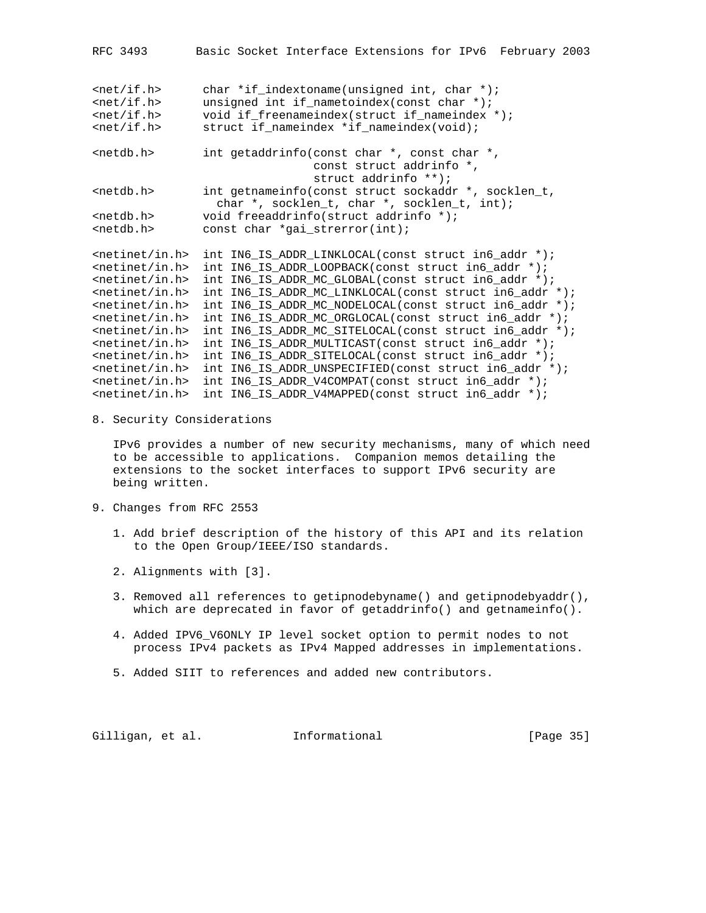```
<net/if.h>      char *if_indextoname(unsigned int, char *);
<net/if.h>      unsigned int if_nametoindex(const char *);
<net/if.h>      void if_freenameindex(struct if_nameindex *);
<net/if.h>      struct if_nameindex *if_nameindex(void);

<netdb.h>       int getaddrinfo(const char *, const char *,
                                const struct addrinfo *,
                                struct addrinfo **);
<netdb.h>       int getnameinfo(const struct sockaddr *, socklen_t,
                  char *, socklen_t, char *, socklen_t, int);
<netdb.h>       void freeaddrinfo(struct addrinfo *);
<netdb.h>       const char *gai_strerror(int);

<netinet/in.h>  int IN6_IS_ADDR_LINKLOCAL(const struct in6_addr *);
<netinet/in.h>  int IN6_IS_ADDR_LOOPBACK(const struct in6_addr *);
<netinet/in.h>  int IN6_IS_ADDR_MC_GLOBAL(const struct in6_addr *);
<netinet/in.h>  int IN6_IS_ADDR_MC_LINKLOCAL(const struct in6_addr *);
<netinet/in.h>  int IN6_IS_ADDR_MC_NODELOCAL(const struct in6_addr *);
<netinet/in.h>  int IN6_IS_ADDR_MC_ORGLOCAL(const struct in6_addr *);
<netinet/in.h>  int IN6_IS_ADDR_MC_SITELOCAL(const struct in6_addr *);
<netinet/in.h>  int IN6_IS_ADDR_MULTICAST(const struct in6_addr *);
<netinet/in.h>  int IN6_IS_ADDR_SITELOCAL(const struct in6_addr *);
<netinet/in.h>  int IN6_IS_ADDR_UNSPECIFIED(const struct in6_addr *);
<netinet/in.h>  int IN6_IS_ADDR_V4COMPAT(const struct in6_addr *);
<netinet/in.h>  int IN6_IS_ADDR_V4MAPPED(const struct in6_addr *);
```

## 8. Security Considerations

IPv6 provides a number of new security mechanisms, many of which need to be accessible to applications. Companion memos detailing the extensions to the socket interfaces to support IPv6 security are being written.

## 9. Changes from RFC 2553

1. Add brief description of the history of this API and its relation to the Open Group/IEEE/ISO standards.

2. Alignments with [3].

3. Removed all references to getipnodebyname() and getipnodebyaddr(), which are deprecated in favor of getaddrinfo() and getnameinfo().

4. Added IPV6_V6ONLY IP level socket option to permit nodes to not process IPv4 packets as IPv4 Mapped addresses in implementations.

5. Added SIIT to references and added new contributors.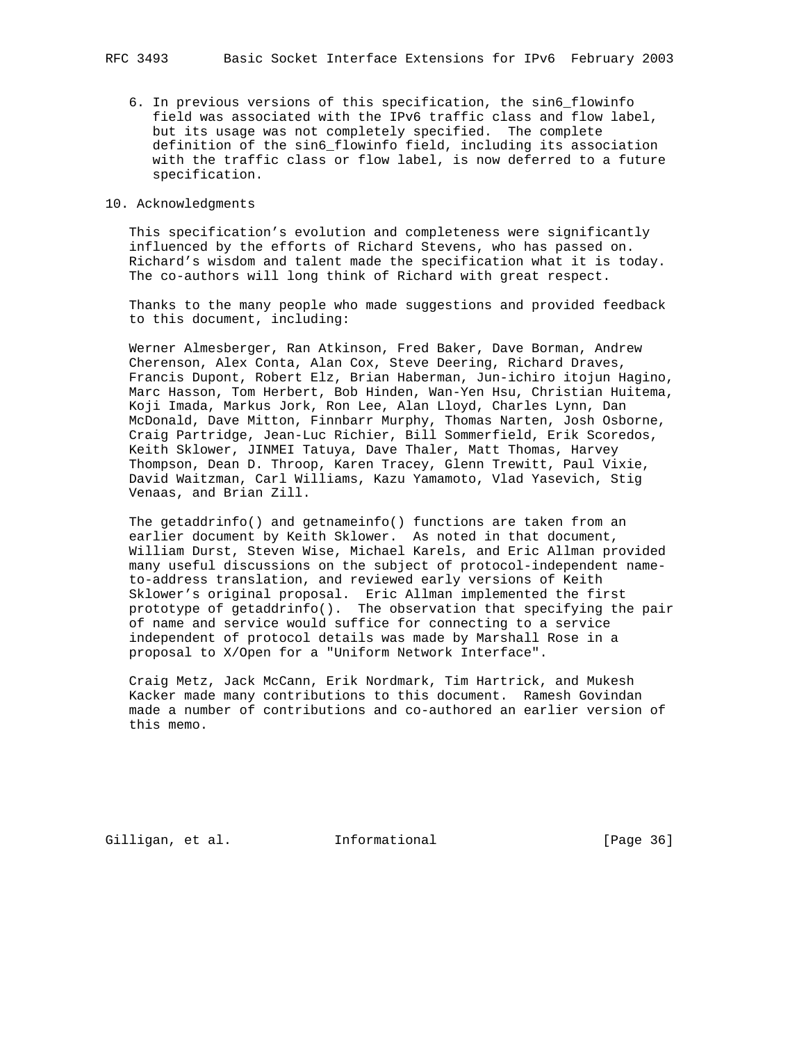6. In previous versions of this specification, the sin6_flowinfo field was associated with the IPv6 traffic class and flow label, but its usage was not completely specified. The complete definition of the sin6_flowinfo field, including its association with the traffic class or flow label, is now deferred to a future specification.

## 10. Acknowledgments

This specification's evolution and completeness were significantly influenced by the efforts of Richard Stevens, who has passed on. Richard's wisdom and talent made the specification what it is today. The co-authors will long think of Richard with great respect.

Thanks to the many people who made suggestions and provided feedback to this document, including:

Werner Almesberger, Ran Atkinson, Fred Baker, Dave Borman, Andrew Cherenson, Alex Conta, Alan Cox, Steve Deering, Richard Draves, Francis Dupont, Robert Elz, Brian Haberman, Jun-ichiro itojun Hagino, Marc Hasson, Tom Herbert, Bob Hinden, Wan-Yen Hsu, Christian Huitema, Koji Imada, Markus Jork, Ron Lee, Alan Lloyd, Charles Lynn, Dan McDonald, Dave Mitton, Finnbarr Murphy, Thomas Narten, Josh Osborne, Craig Partridge, Jean-Luc Richier, Bill Sommerfield, Erik Scoredos, Keith Sklower, JINMEI Tatuya, Dave Thaler, Matt Thomas, Harvey Thompson, Dean D. Throop, Karen Tracey, Glenn Trewitt, Paul Vixie, David Waitzman, Carl Williams, Kazu Yamamoto, Vlad Yasevich, Stig Venaas, and Brian Zill.

The getaddrinfo() and getnameinfo() functions are taken from an earlier document by Keith Sklower. As noted in that document, William Durst, Steven Wise, Michael Karels, and Eric Allman provided many useful discussions on the subject of protocol-independent name-to-address translation, and reviewed early versions of Keith Sklower's original proposal. Eric Allman implemented the first prototype of getaddrinfo(). The observation that specifying the pair of name and service would suffice for connecting to a service independent of protocol details was made by Marshall Rose in a proposal to X/Open for a "Uniform Network Interface".

Craig Metz, Jack McCann, Erik Nordmark, Tim Hartrick, and Mukesh Kacker made many contributions to this document. Ramesh Govindan made a number of contributions and co-authored an earlier version of this memo.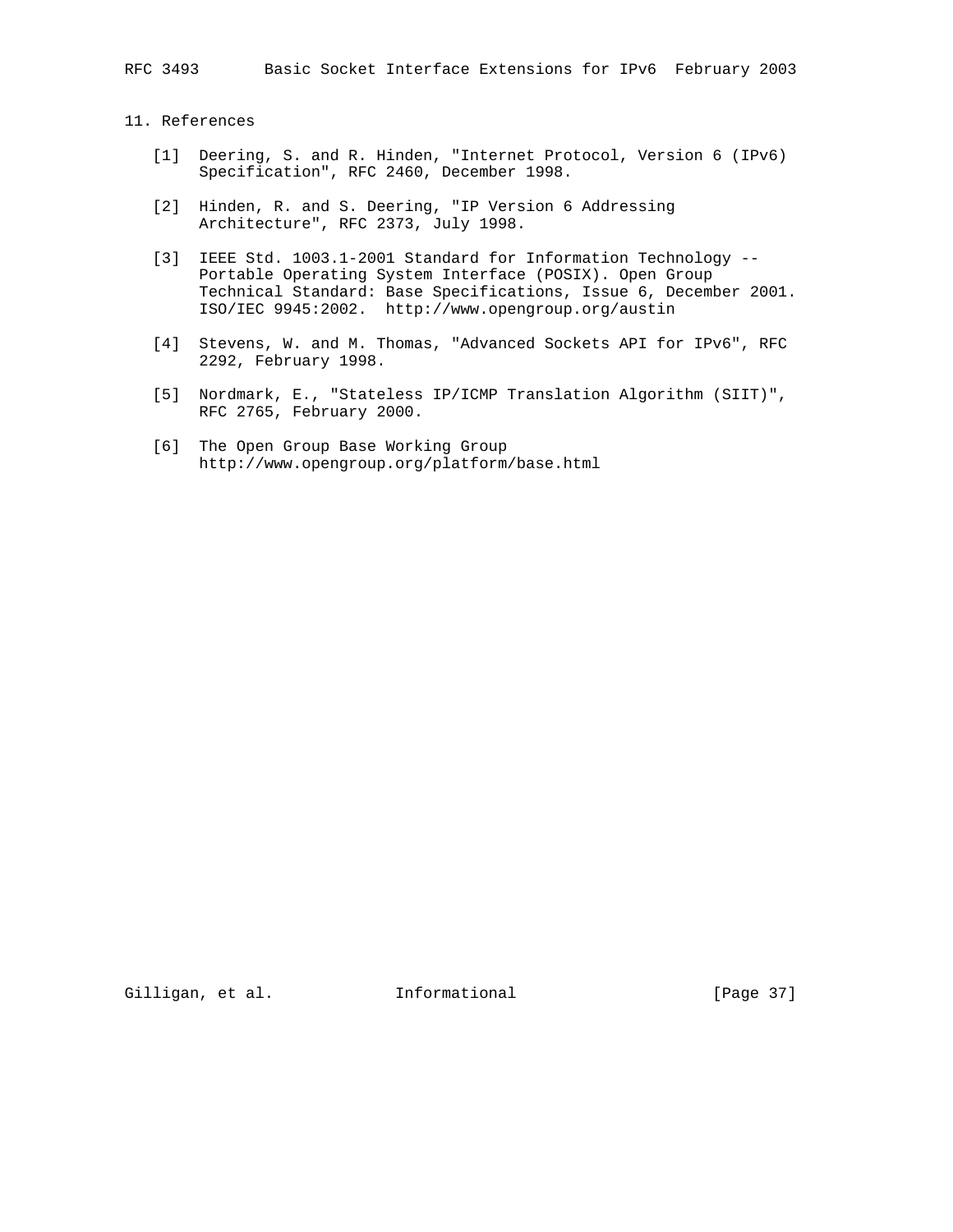## 11. References

[1] Deering, S. and R. Hinden, "Internet Protocol, Version 6 (IPv6) Specification", RFC 2460, December 1998.

[2] Hinden, R. and S. Deering, "IP Version 6 Addressing Architecture", RFC 2373, July 1998.

[3] IEEE Std. 1003.1-2001 Standard for Information Technology -- Portable Operating System Interface (POSIX). Open Group Technical Standard: Base Specifications, Issue 6, December 2001. ISO/IEC 9945:2002. http://www.opengroup.org/austin

[4] Stevens, W. and M. Thomas, "Advanced Sockets API for IPv6", RFC 2292, February 1998.

[5] Nordmark, E., "Stateless IP/ICMP Translation Algorithm (SIIT)", RFC 2765, February 2000.

[6] The Open Group Base Working Group http://www.opengroup.org/platform/base.html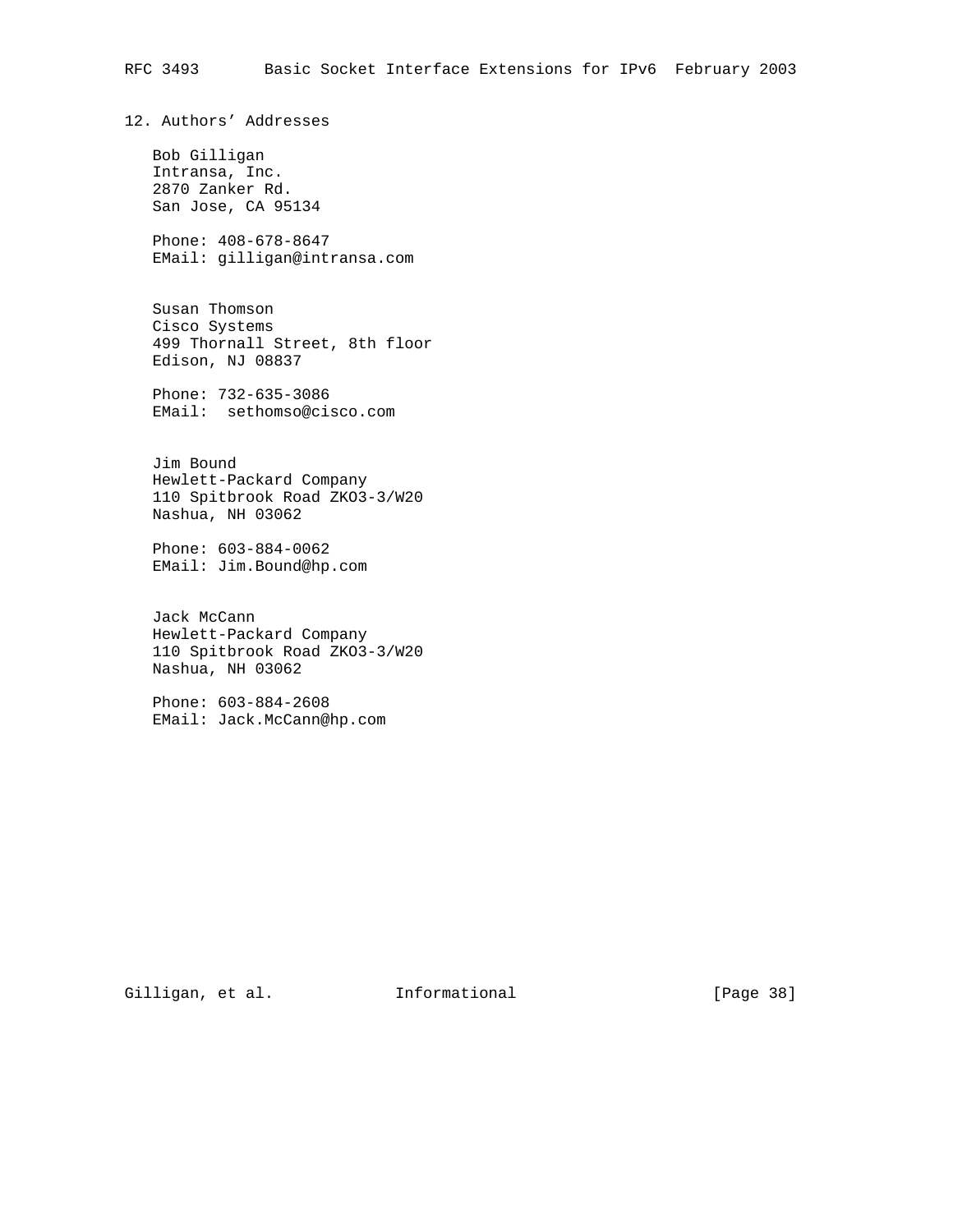## 12. Authors' Addresses

Bob Gilligan
Intransa, Inc.
2870 Zanker Rd.
San Jose, CA 95134

Phone: 408-678-8647
EMail: gilligan@intransa.com

Susan Thomson
Cisco Systems
499 Thornall Street, 8th floor
Edison, NJ 08837

Phone: 732-635-3086
EMail: sethomso@cisco.com

Jim Bound
Hewlett-Packard Company
110 Spitbrook Road ZKO3-3/W20
Nashua, NH 03062

Phone: 603-884-0062
EMail: Jim.Bound@hp.com

Jack McCann
Hewlett-Packard Company
110 Spitbrook Road ZKO3-3/W20
Nashua, NH 03062

Phone: 603-884-2608
EMail: Jack.McCann@hp.com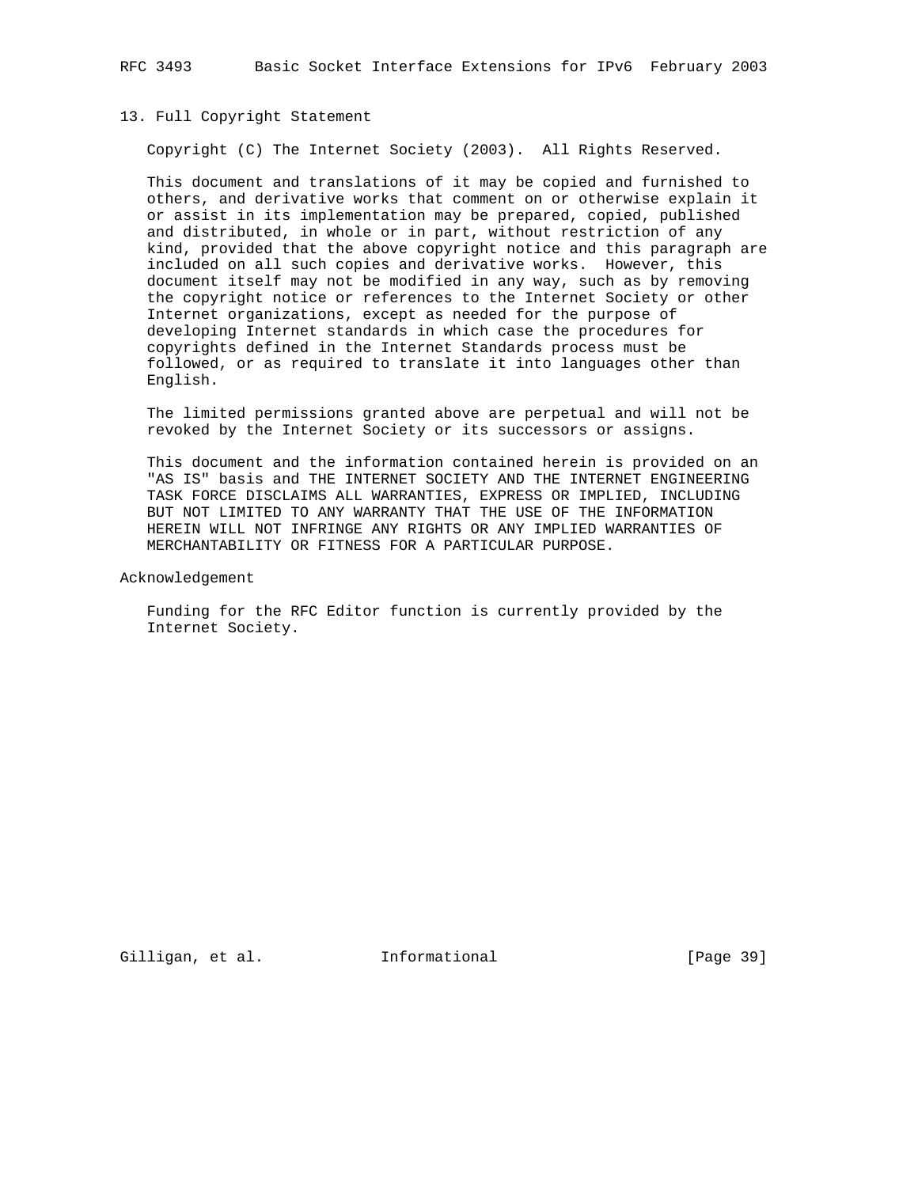## 13. Full Copyright Statement

Copyright (C) The Internet Society (2003). All Rights Reserved.

This document and translations of it may be copied and furnished to others, and derivative works that comment on or otherwise explain it or assist in its implementation may be prepared, copied, published and distributed, in whole or in part, without restriction of any kind, provided that the above copyright notice and this paragraph are included on all such copies and derivative works. However, this document itself may not be modified in any way, such as by removing the copyright notice or references to the Internet Society or other Internet organizations, except as needed for the purpose of developing Internet standards in which case the procedures for copyrights defined in the Internet Standards process must be followed, or as required to translate it into languages other than English.

The limited permissions granted above are perpetual and will not be revoked by the Internet Society or its successors or assigns.

This document and the information contained herein is provided on an "AS IS" basis and THE INTERNET SOCIETY AND THE INTERNET ENGINEERING TASK FORCE DISCLAIMS ALL WARRANTIES, EXPRESS OR IMPLIED, INCLUDING BUT NOT LIMITED TO ANY WARRANTY THAT THE USE OF THE INFORMATION HEREIN WILL NOT INFRINGE ANY RIGHTS OR ANY IMPLIED WARRANTIES OF MERCHANTABILITY OR FITNESS FOR A PARTICULAR PURPOSE.

## Acknowledgement

Funding for the RFC Editor function is currently provided by the Internet Society.